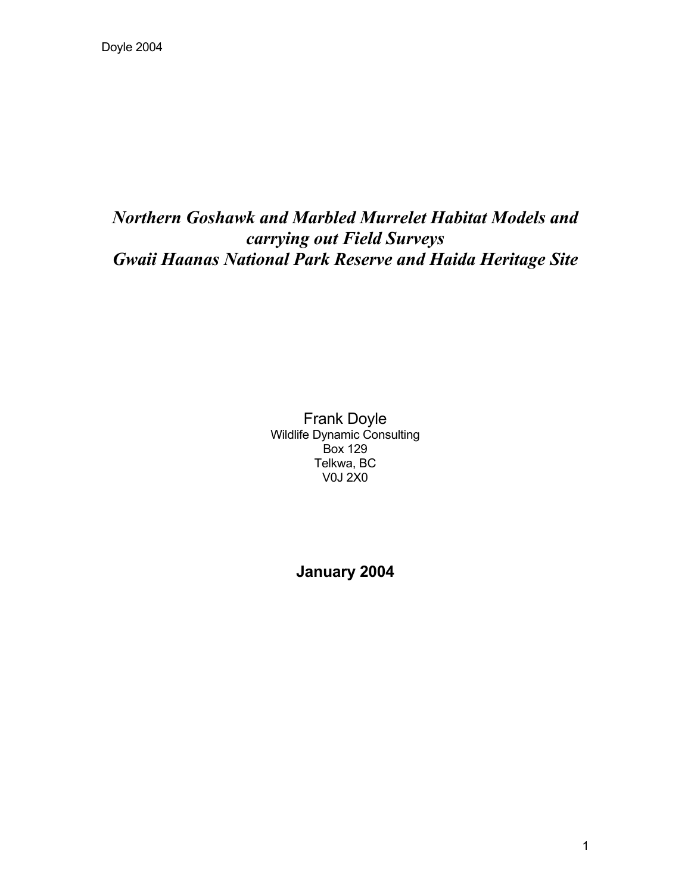# *Northern Goshawk and Marbled Murrelet Habitat Models and carrying out Field Surveys*
# *Gwaii Haanas National Park Reserve and Haida Heritage Site*

Frank Doyle
Wildlife Dynamic Consulting
Box 129
Telkwa, BC
V0J 2X0

**January 2004**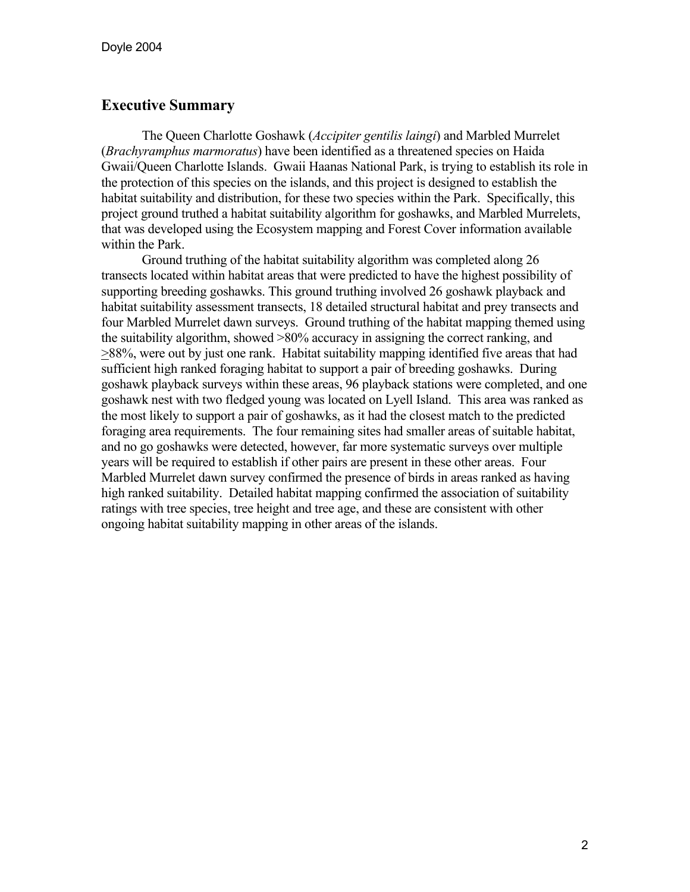## Executive Summary

The Queen Charlotte Goshawk (*Accipiter gentilis laingi*) and Marbled Murrelet (*Brachyramphus marmoratus*) have been identified as a threatened species on Haida Gwaii/Queen Charlotte Islands. Gwaii Haanas National Park, is trying to establish its role in the protection of this species on the islands, and this project is designed to establish the habitat suitability and distribution, for these two species within the Park. Specifically, this project ground truthed a habitat suitability algorithm for goshawks, and Marbled Murrelets, that was developed using the Ecosystem mapping and Forest Cover information available within the Park.

Ground truthing of the habitat suitability algorithm was completed along 26 transects located within habitat areas that were predicted to have the highest possibility of supporting breeding goshawks. This ground truthing involved 26 goshawk playback and habitat suitability assessment transects, 18 detailed structural habitat and prey transects and four Marbled Murrelet dawn surveys. Ground truthing of the habitat mapping themed using the suitability algorithm, showed >80% accuracy in assigning the correct ranking, and ≥88%, were out by just one rank. Habitat suitability mapping identified five areas that had sufficient high ranked foraging habitat to support a pair of breeding goshawks. During goshawk playback surveys within these areas, 96 playback stations were completed, and one goshawk nest with two fledged young was located on Lyell Island. This area was ranked as the most likely to support a pair of goshawks, as it had the closest match to the predicted foraging area requirements. The four remaining sites had smaller areas of suitable habitat, and no go goshawks were detected, however, far more systematic surveys over multiple years will be required to establish if other pairs are present in these other areas. Four Marbled Murrelet dawn survey confirmed the presence of birds in areas ranked as having high ranked suitability. Detailed habitat mapping confirmed the association of suitability ratings with tree species, tree height and tree age, and these are consistent with other ongoing habitat suitability mapping in other areas of the islands.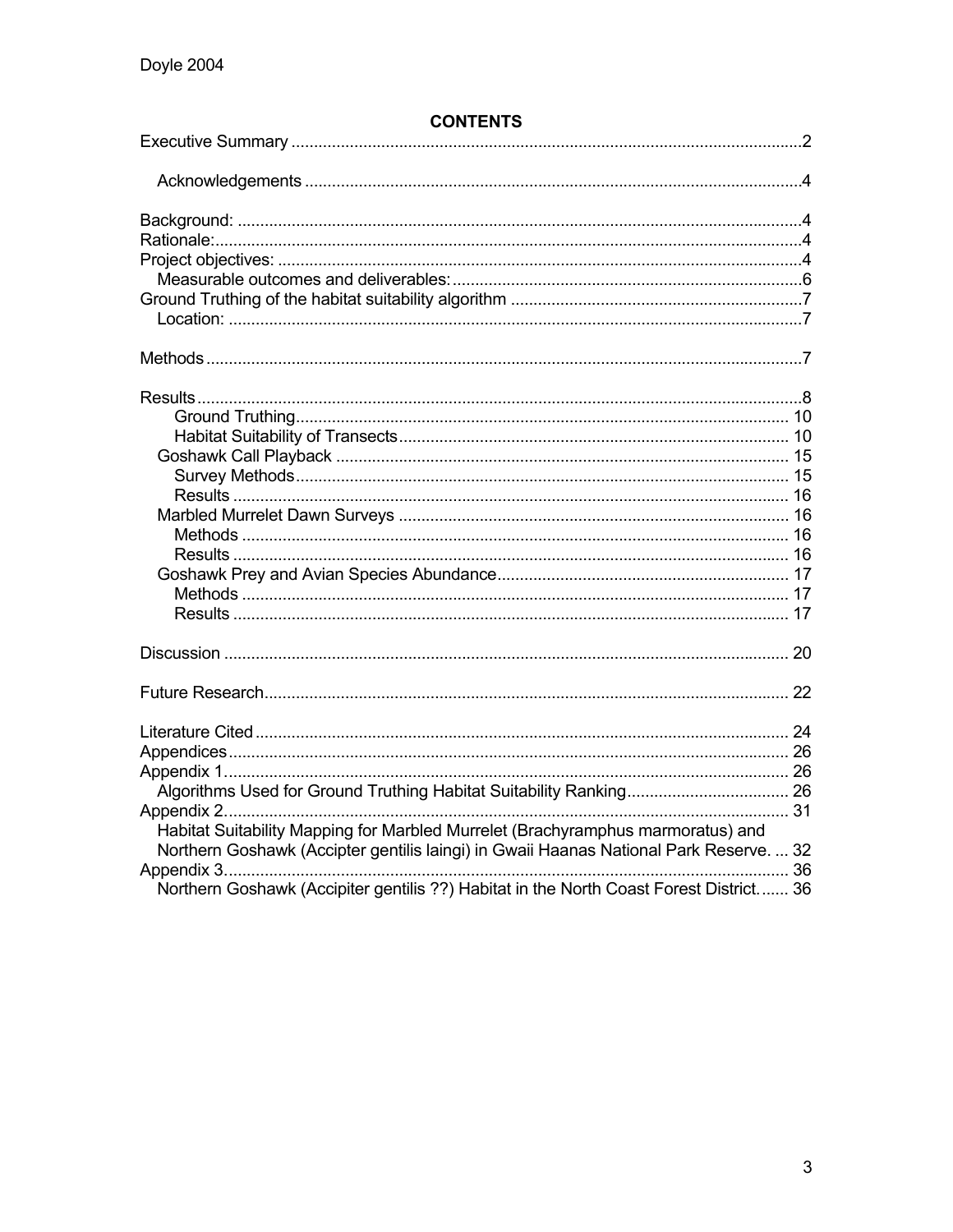**CONTENTS**

Executive Summary ..... 2

Acknowledgements ..... 4

Background: ..... 4
Rationale: ..... 4
Project objectives: ..... 4
Measurable outcomes and deliverables: ..... 6
Ground Truthing of the habitat suitability algorithm ..... 7
Location: ..... 7

Methods ..... 7

Results ..... 8
Ground Truthing ..... 10
Habitat Suitability of Transects ..... 10
Goshawk Call Playback ..... 15
Survey Methods ..... 15
Results ..... 16
Marbled Murrelet Dawn Surveys ..... 16
Methods ..... 16
Results ..... 16
Goshawk Prey and Avian Species Abundance ..... 17
Methods ..... 17
Results ..... 17

Discussion ..... 20

Future Research ..... 22

Literature Cited ..... 24
Appendices ..... 26
Appendix 1 ..... 26
Algorithms Used for Ground Truthing Habitat Suitability Ranking ..... 26
Appendix 2 ..... 31
Habitat Suitability Mapping for Marbled Murrelet (Brachyramphus marmoratus) and Northern Goshawk (Accipter gentilis laingi) in Gwaii Haanas National Park Reserve. ..... 32
Appendix 3 ..... 36
Northern Goshawk (Accipiter gentilis ??) Habitat in the North Coast Forest District. ..... 36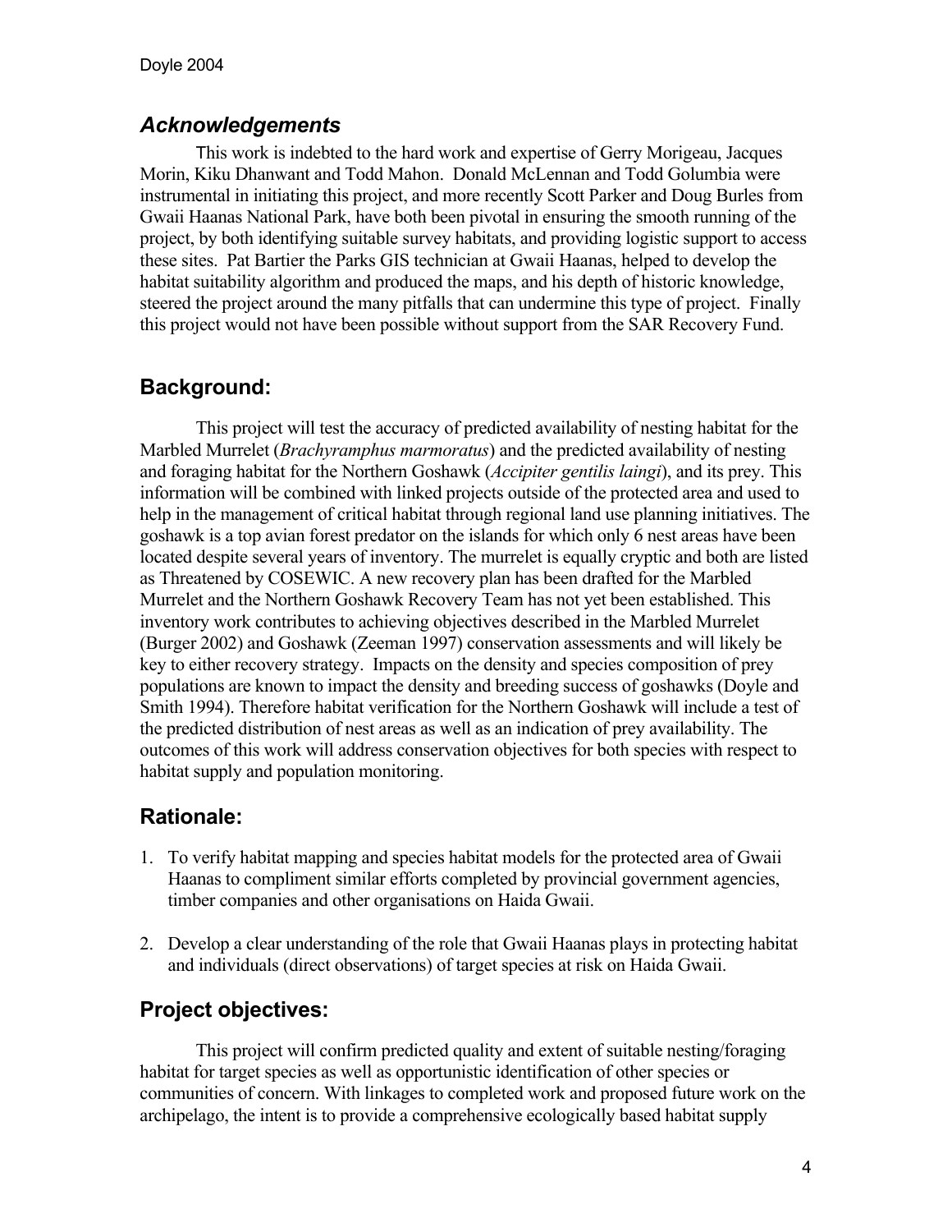## *Acknowledgements*

This work is indebted to the hard work and expertise of Gerry Morigeau, Jacques Morin, Kiku Dhanwant and Todd Mahon. Donald McLennan and Todd Golumbia were instrumental in initiating this project, and more recently Scott Parker and Doug Burles from Gwaii Haanas National Park, have both been pivotal in ensuring the smooth running of the project, by both identifying suitable survey habitats, and providing logistic support to access these sites. Pat Bartier the Parks GIS technician at Gwaii Haanas, helped to develop the habitat suitability algorithm and produced the maps, and his depth of historic knowledge, steered the project around the many pitfalls that can undermine this type of project. Finally this project would not have been possible without support from the SAR Recovery Fund.

## Background:

This project will test the accuracy of predicted availability of nesting habitat for the Marbled Murrelet (*Brachyramphus marmoratus*) and the predicted availability of nesting and foraging habitat for the Northern Goshawk (*Accipiter gentilis laingi*), and its prey. This information will be combined with linked projects outside of the protected area and used to help in the management of critical habitat through regional land use planning initiatives. The goshawk is a top avian forest predator on the islands for which only 6 nest areas have been located despite several years of inventory. The murrelet is equally cryptic and both are listed as Threatened by COSEWIC. A new recovery plan has been drafted for the Marbled Murrelet and the Northern Goshawk Recovery Team has not yet been established. This inventory work contributes to achieving objectives described in the Marbled Murrelet (Burger 2002) and Goshawk (Zeeman 1997) conservation assessments and will likely be key to either recovery strategy. Impacts on the density and species composition of prey populations are known to impact the density and breeding success of goshawks (Doyle and Smith 1994). Therefore habitat verification for the Northern Goshawk will include a test of the predicted distribution of nest areas as well as an indication of prey availability. The outcomes of this work will address conservation objectives for both species with respect to habitat supply and population monitoring.

## Rationale:

1. To verify habitat mapping and species habitat models for the protected area of Gwaii Haanas to compliment similar efforts completed by provincial government agencies, timber companies and other organisations on Haida Gwaii.

2. Develop a clear understanding of the role that Gwaii Haanas plays in protecting habitat and individuals (direct observations) of target species at risk on Haida Gwaii.

## Project objectives:

This project will confirm predicted quality and extent of suitable nesting/foraging habitat for target species as well as opportunistic identification of other species or communities of concern. With linkages to completed work and proposed future work on the archipelago, the intent is to provide a comprehensive ecologically based habitat supply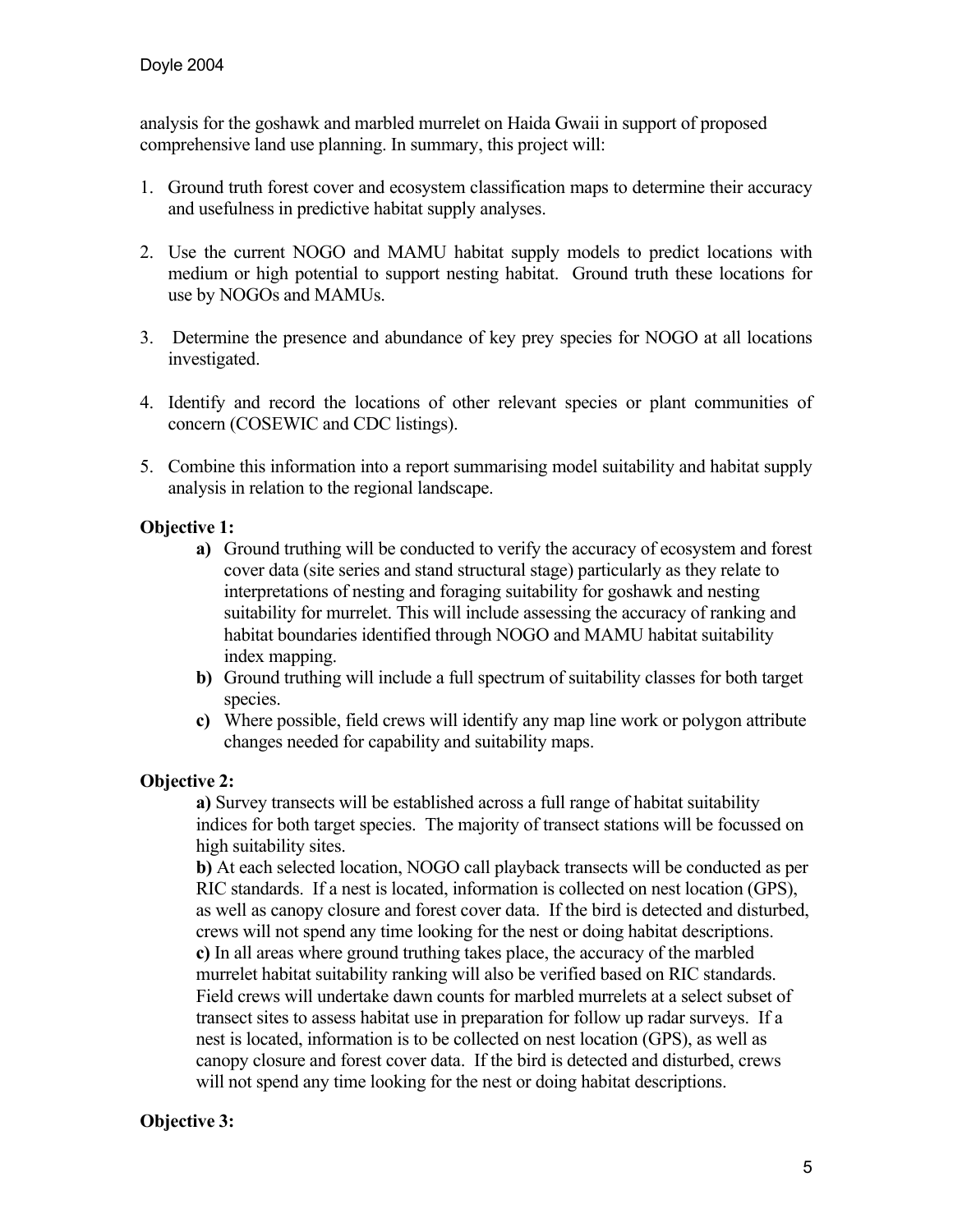analysis for the goshawk and marbled murrelet on Haida Gwaii in support of proposed comprehensive land use planning. In summary, this project will:

1. Ground truth forest cover and ecosystem classification maps to determine their accuracy and usefulness in predictive habitat supply analyses.

2. Use the current NOGO and MAMU habitat supply models to predict locations with medium or high potential to support nesting habitat. Ground truth these locations for use by NOGOs and MAMUs.

3. Determine the presence and abundance of key prey species for NOGO at all locations investigated.

4. Identify and record the locations of other relevant species or plant communities of concern (COSEWIC and CDC listings).

5. Combine this information into a report summarising model suitability and habitat supply analysis in relation to the regional landscape.

**Objective 1:**

- **a)** Ground truthing will be conducted to verify the accuracy of ecosystem and forest cover data (site series and stand structural stage) particularly as they relate to interpretations of nesting and foraging suitability for goshawk and nesting suitability for murrelet. This will include assessing the accuracy of ranking and habitat boundaries identified through NOGO and MAMU habitat suitability index mapping.
- **b)** Ground truthing will include a full spectrum of suitability classes for both target species.
- **c)** Where possible, field crews will identify any map line work or polygon attribute changes needed for capability and suitability maps.

**Objective 2:**

**a)** Survey transects will be established across a full range of habitat suitability indices for both target species. The majority of transect stations will be focussed on high suitability sites.

**b)** At each selected location, NOGO call playback transects will be conducted as per RIC standards. If a nest is located, information is collected on nest location (GPS), as well as canopy closure and forest cover data. If the bird is detected and disturbed, crews will not spend any time looking for the nest or doing habitat descriptions.

**c)** In all areas where ground truthing takes place, the accuracy of the marbled murrelet habitat suitability ranking will also be verified based on RIC standards. Field crews will undertake dawn counts for marbled murrelets at a select subset of transect sites to assess habitat use in preparation for follow up radar surveys. If a nest is located, information is to be collected on nest location (GPS), as well as canopy closure and forest cover data. If the bird is detected and disturbed, crews will not spend any time looking for the nest or doing habitat descriptions.

**Objective 3:**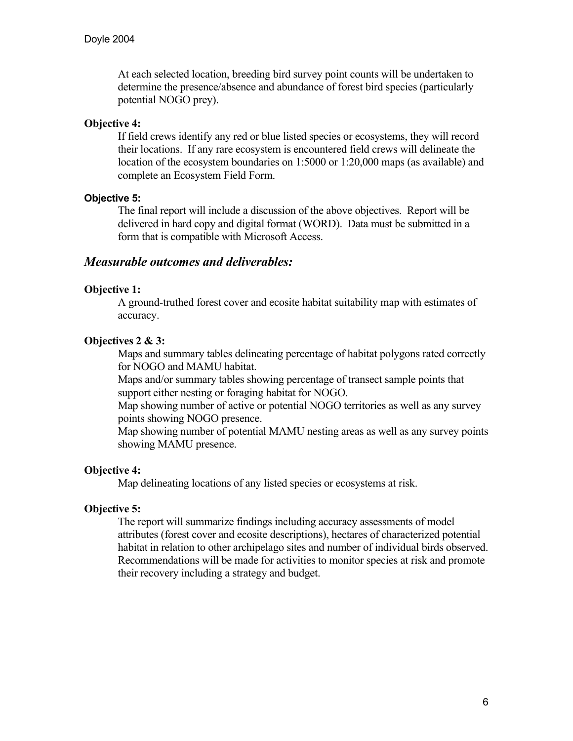At each selected location, breeding bird survey point counts will be undertaken to determine the presence/absence and abundance of forest bird species (particularly potential NOGO prey).

**Objective 4:**

If field crews identify any red or blue listed species or ecosystems, they will record their locations. If any rare ecosystem is encountered field crews will delineate the location of the ecosystem boundaries on 1:5000 or 1:20,000 maps (as available) and complete an Ecosystem Field Form.

**Objective 5:**

The final report will include a discussion of the above objectives. Report will be delivered in hard copy and digital format (WORD). Data must be submitted in a form that is compatible with Microsoft Access.

## *Measurable outcomes and deliverables:*

**Objective 1:**

A ground-truthed forest cover and ecosite habitat suitability map with estimates of accuracy.

**Objectives 2 & 3:**

Maps and summary tables delineating percentage of habitat polygons rated correctly for NOGO and MAMU habitat.

Maps and/or summary tables showing percentage of transect sample points that support either nesting or foraging habitat for NOGO.

Map showing number of active or potential NOGO territories as well as any survey points showing NOGO presence.

Map showing number of potential MAMU nesting areas as well as any survey points showing MAMU presence.

**Objective 4:**

Map delineating locations of any listed species or ecosystems at risk.

**Objective 5:**

The report will summarize findings including accuracy assessments of model attributes (forest cover and ecosite descriptions), hectares of characterized potential habitat in relation to other archipelago sites and number of individual birds observed. Recommendations will be made for activities to monitor species at risk and promote their recovery including a strategy and budget.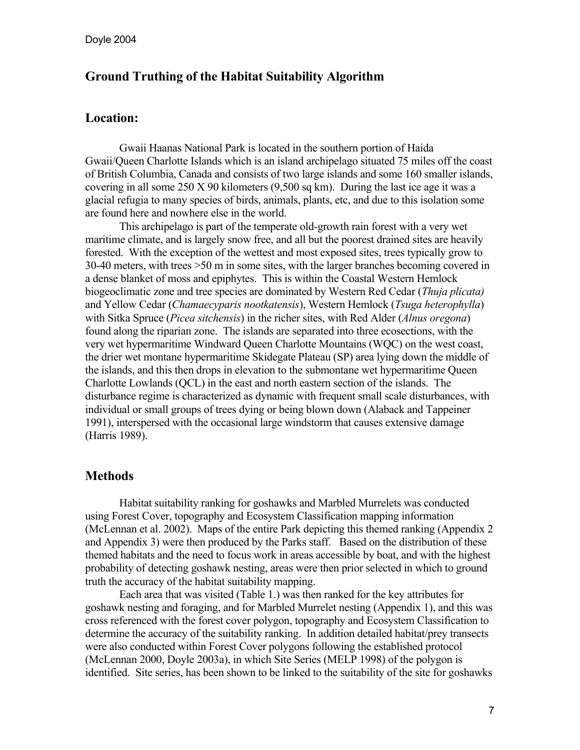## Ground Truthing of the Habitat Suitability Algorithm

## Location:

Gwaii Haanas National Park is located in the southern portion of Haida Gwaii/Queen Charlotte Islands which is an island archipelago situated 75 miles off the coast of British Columbia, Canada and consists of two large islands and some 160 smaller islands, covering in all some 250 X 90 kilometers (9,500 sq km). During the last ice age it was a glacial refugia to many species of birds, animals, plants, etc, and due to this isolation some are found here and nowhere else in the world.

This archipelago is part of the temperate old-growth rain forest with a very wet maritime climate, and is largely snow free, and all but the poorest drained sites are heavily forested. With the exception of the wettest and most exposed sites, trees typically grow to 30-40 meters, with trees >50 m in some sites, with the larger branches becoming covered in a dense blanket of moss and epiphytes. This is within the Coastal Western Hemlock biogeoclimatic zone and tree species are dominated by Western Red Cedar (*Thuja plicata)* and Yellow Cedar (*Chamaecyparis nootkatensis*), Western Hemlock (*Tsuga heterophylla*) with Sitka Spruce (*Picea sitchensis*) in the richer sites, with Red Alder (*Alnus oregona*) found along the riparian zone. The islands are separated into three ecosections, with the very wet hypermaritime Windward Queen Charlotte Mountains (WQC) on the west coast, the drier wet montane hypermaritime Skidegate Plateau (SP) area lying down the middle of the islands, and this then drops in elevation to the submontane wet hypermaritime Queen Charlotte Lowlands (QCL) in the east and north eastern section of the islands. The disturbance regime is characterized as dynamic with frequent small scale disturbances, with individual or small groups of trees dying or being blown down (Alaback and Tappeiner 1991), interspersed with the occasional large windstorm that causes extensive damage (Harris 1989).

## Methods

Habitat suitability ranking for goshawks and Marbled Murrelets was conducted using Forest Cover, topography and Ecosystem Classification mapping information (McLennan et al. 2002). Maps of the entire Park depicting this themed ranking (Appendix 2 and Appendix 3) were then produced by the Parks staff. Based on the distribution of these themed habitats and the need to focus work in areas accessible by boat, and with the highest probability of detecting goshawk nesting, areas were then prior selected in which to ground truth the accuracy of the habitat suitability mapping.

Each area that was visited (Table 1.) was then ranked for the key attributes for goshawk nesting and foraging, and for Marbled Murrelet nesting (Appendix 1), and this was cross referenced with the forest cover polygon, topography and Ecosystem Classification to determine the accuracy of the suitability ranking. In addition detailed habitat/prey transects were also conducted within Forest Cover polygons following the established protocol (McLennan 2000, Doyle 2003a), in which Site Series (MELP 1998) of the polygon is identified. Site series, has been shown to be linked to the suitability of the site for goshawks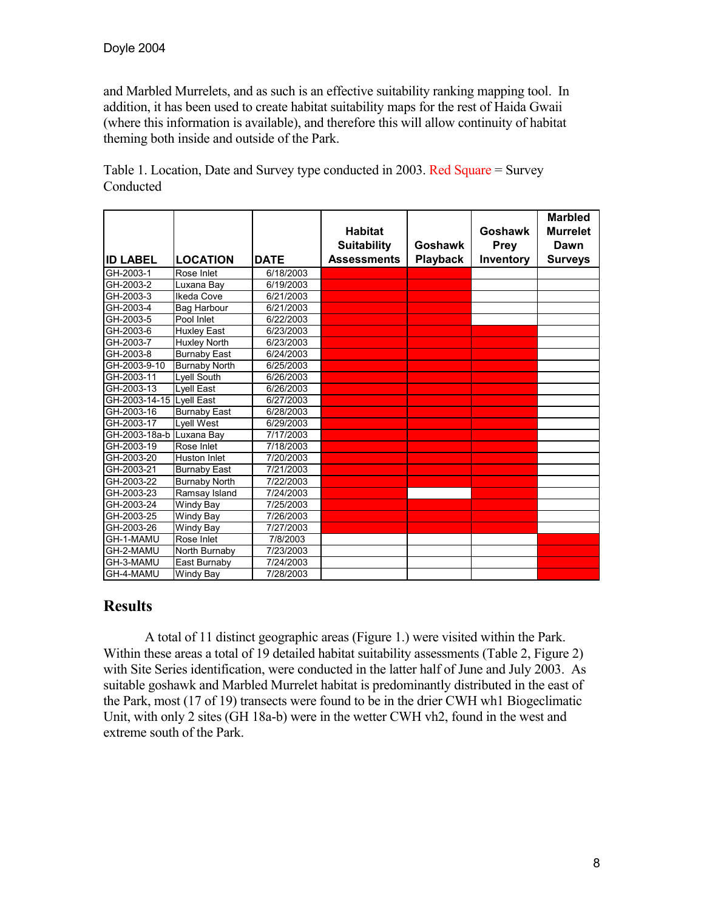and Marbled Murrelets, and as such is an effective suitability ranking mapping tool. In addition, it has been used to create habitat suitability maps for the rest of Haida Gwaii (where this information is available), and therefore this will allow continuity of habitat theming both inside and outside of the Park.

Table 1. Location, Date and Survey type conducted in 2003. Red Square = Survey Conducted

| ID LABEL | LOCATION | DATE | Habitat Suitability Assessments | Goshawk Playback | Goshawk Prey Inventory | Marbled Murrelet Dawn Surveys |
|---|---|---|---|---|---|---|
| GH-2003-1 | Rose Inlet | 6/18/2003 | ■ | ■ | | |
| GH-2003-2 | Luxana Bay | 6/19/2003 | ■ | ■ | | |
| GH-2003-3 | Ikeda Cove | 6/21/2003 | ■ | ■ | | |
| GH-2003-4 | Bag Harbour | 6/21/2003 | ■ | ■ | | |
| GH-2003-5 | Pool Inlet | 6/22/2003 | ■ | ■ | | |
| GH-2003-6 | Huxley East | 6/23/2003 | ■ | ■ | ■ | |
| GH-2003-7 | Huxley North | 6/23/2003 | ■ | ■ | ■ | |
| GH-2003-8 | Burnaby East | 6/24/2003 | ■ | ■ | ■ | |
| GH-2003-9-10 | Burnaby North | 6/25/2003 | ■ | ■ | ■ | |
| GH-2003-11 | Lyell South | 6/26/2003 | ■ | ■ | ■ | |
| GH-2003-13 | Lyell East | 6/26/2003 | ■ | ■ | ■ | |
| GH-2003-14-15 | Lyell East | 6/27/2003 | ■ | ■ | ■ | |
| GH-2003-16 | Burnaby East | 6/28/2003 | ■ | ■ | ■ | |
| GH-2003-17 | Lyell West | 6/29/2003 | ■ | ■ | ■ | |
| GH-2003-18a-b | Luxana Bay | 7/17/2003 | ■ | ■ | ■ | |
| GH-2003-19 | Rose Inlet | 7/18/2003 | ■ | ■ | ■ | |
| GH-2003-20 | Huston Inlet | 7/20/2003 | ■ | ■ | ■ | |
| GH-2003-21 | Burnaby East | 7/21/2003 | ■ | ■ | ■ | |
| GH-2003-22 | Burnaby North | 7/22/2003 | ■ | ■ | ■ | |
| GH-2003-23 | Ramsay Island | 7/24/2003 | ■ | | ■ | |
| GH-2003-24 | Windy Bay | 7/25/2003 | ■ | ■ | ■ | |
| GH-2003-25 | Windy Bay | 7/26/2003 | ■ | ■ | ■ | |
| GH-2003-26 | Windy Bay | 7/27/2003 | ■ | ■ | ■ | |
| GH-1-MAMU | Rose Inlet | 7/8/2003 | | | | ■ |
| GH-2-MAMU | North Burnaby | 7/23/2003 | | | | ■ |
| GH-3-MAMU | East Burnaby | 7/24/2003 | | | | ■ |
| GH-4-MAMU | Windy Bay | 7/28/2003 | | | | ■ |

## Results

A total of 11 distinct geographic areas (Figure 1.) were visited within the Park. Within these areas a total of 19 detailed habitat suitability assessments (Table 2, Figure 2) with Site Series identification, were conducted in the latter half of June and July 2003. As suitable goshawk and Marbled Murrelet habitat is predominantly distributed in the east of the Park, most (17 of 19) transects were found to be in the drier CWH wh1 Biogeclimatic Unit, with only 2 sites (GH 18a-b) were in the wetter CWH vh2, found in the west and extreme south of the Park.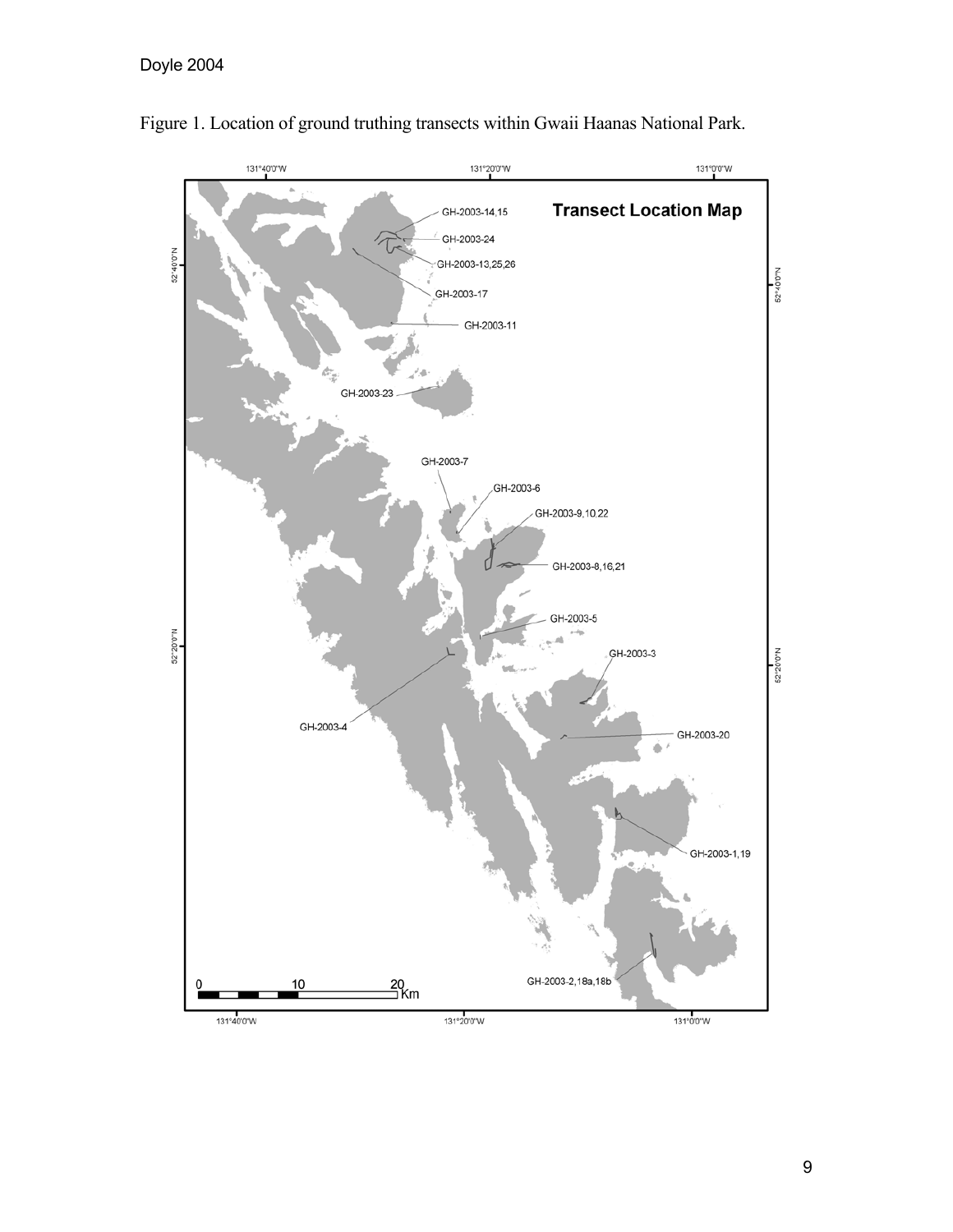Figure 1. Location of ground truthing transects within Gwaii Haanas National Park.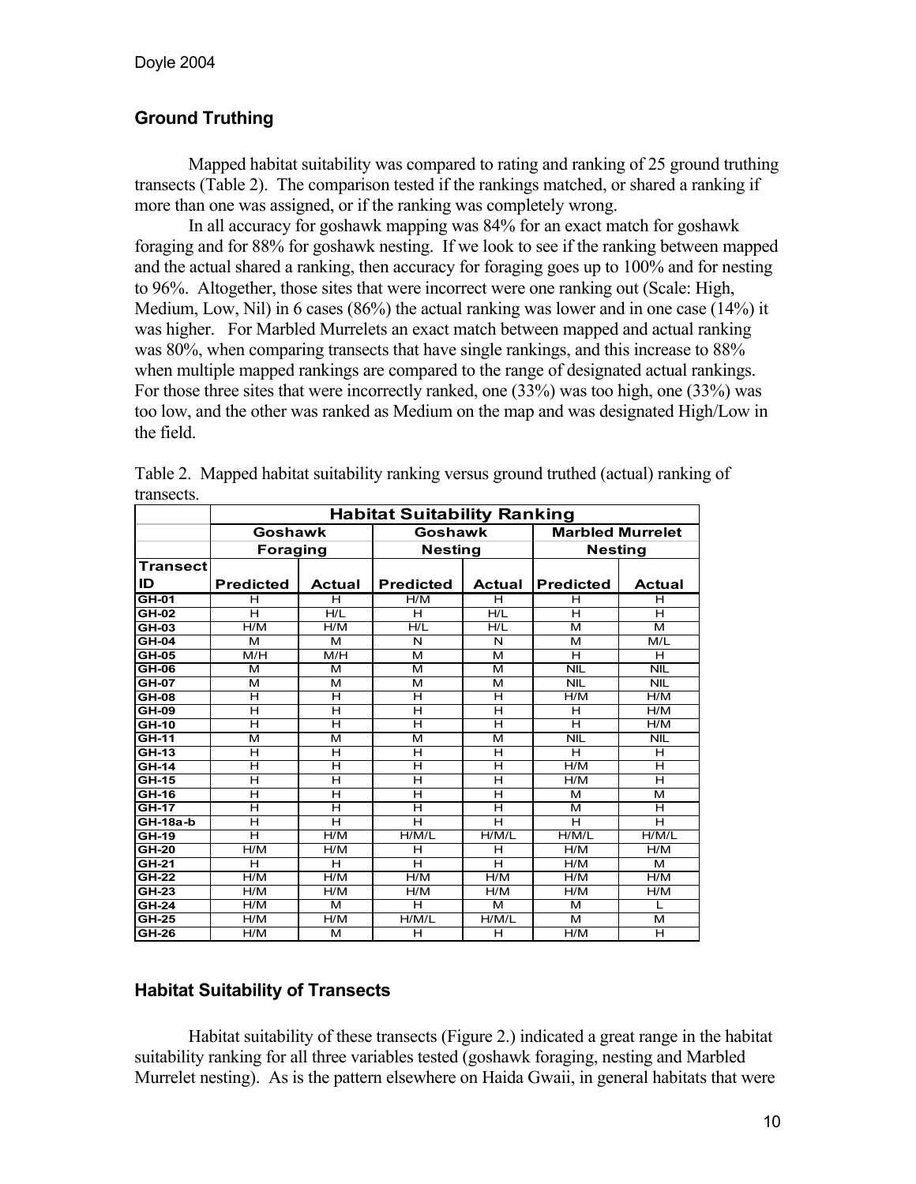## Ground Truthing

Mapped habitat suitability was compared to rating and ranking of 25 ground truthing transects (Table 2). The comparison tested if the rankings matched, or shared a ranking if more than one was assigned, or if the ranking was completely wrong.

In all accuracy for goshawk mapping was 84% for an exact match for goshawk foraging and for 88% for goshawk nesting. If we look to see if the ranking between mapped and the actual shared a ranking, then accuracy for foraging goes up to 100% and for nesting to 96%. Altogether, those sites that were incorrect were one ranking out (Scale: High, Medium, Low, Nil) in 6 cases (86%) the actual ranking was lower and in one case (14%) it was higher. For Marbled Murrelets an exact match between mapped and actual ranking was 80%, when comparing transects that have single rankings, and this increase to 88% when multiple mapped rankings are compared to the range of designated actual rankings. For those three sites that were incorrectly ranked, one (33%) was too high, one (33%) was too low, and the other was ranked as Medium on the map and was designated High/Low in the field.

Table 2. Mapped habitat suitability ranking versus ground truthed (actual) ranking of transects.

| | Habitat Suitability Ranking | | | | | |
|---|---|---|---|---|---|---|
| | Goshawk Foraging | | Goshawk Nesting | | Marbled Murrelet Nesting | |
| Transect ID | Predicted | Actual | Predicted | Actual | Predicted | Actual |
| GH-01 | H | H | H/M | H | H | H |
| GH-02 | H | H/L | H | H/L | H | H |
| GH-03 | H/M | H/M | H/L | H/L | M | M |
| GH-04 | M | M | N | N | M | M/L |
| GH-05 | M/H | M/H | M | M | H | H |
| GH-06 | M | M | M | M | NIL | NIL |
| GH-07 | M | M | M | M | NIL | NIL |
| GH-08 | H | H | H | H | H/M | H/M |
| GH-09 | H | H | H | H | H | H/M |
| GH-10 | H | H | H | H | H | H/M |
| GH-11 | M | M | M | M | NIL | NIL |
| GH-13 | H | H | H | H | H | H |
| GH-14 | H | H | H | H | H/M | H |
| GH-15 | H | H | H | H | H/M | H |
| GH-16 | H | H | H | H | M | M |
| GH-17 | H | H | H | H | M | H |
| GH-18a-b | H | H | H | H | H | H |
| GH-19 | H | H/M | H/M/L | H/M/L | H/M/L | H/M/L |
| GH-20 | H/M | H/M | H | H | H/M | H/M |
| GH-21 | H | H | H | H | H/M | M |
| GH-22 | H/M | H/M | H/M | H/M | H/M | H/M |
| GH-23 | H/M | H/M | H/M | H/M | H/M | H/M |
| GH-24 | H/M | M | H | M | M | L |
| GH-25 | H/M | H/M | H/M/L | H/M/L | M | M |
| GH-26 | H/M | M | H | H | H/M | H |

## Habitat Suitability of Transects

Habitat suitability of these transects (Figure 2.) indicated a great range in the habitat suitability ranking for all three variables tested (goshawk foraging, nesting and Marbled Murrelet nesting). As is the pattern elsewhere on Haida Gwaii, in general habitats that were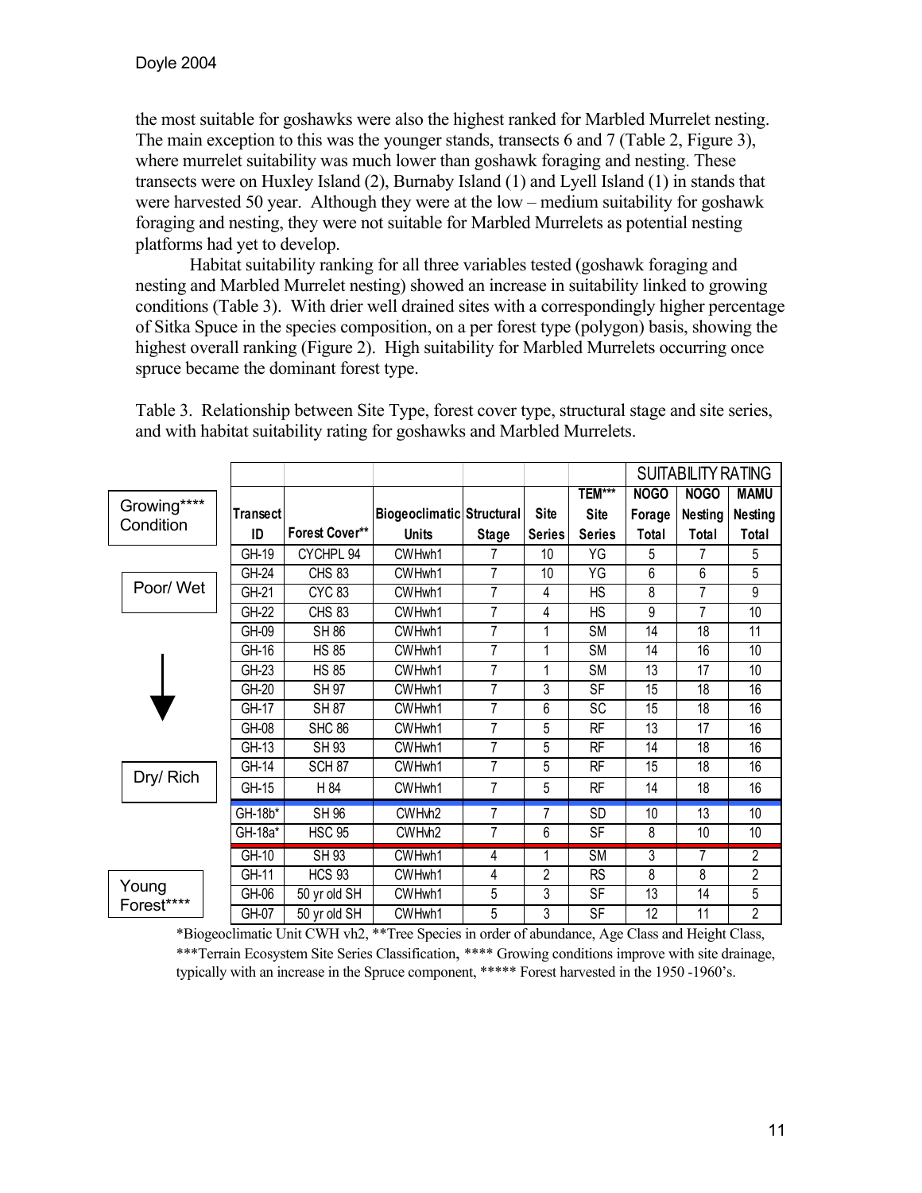the most suitable for goshawks were also the highest ranked for Marbled Murrelet nesting. The main exception to this was the younger stands, transects 6 and 7 (Table 2, Figure 3), where murrelet suitability was much lower than goshawk foraging and nesting. These transects were on Huxley Island (2), Burnaby Island (1) and Lyell Island (1) in stands that were harvested 50 year. Although they were at the low – medium suitability for goshawk foraging and nesting, they were not suitable for Marbled Murrelets as potential nesting platforms had yet to develop.

Habitat suitability ranking for all three variables tested (goshawk foraging and nesting and Marbled Murrelet nesting) showed an increase in suitability linked to growing conditions (Table 3). With drier well drained sites with a correspondingly higher percentage of Sitka Spuce in the species composition, on a per forest type (polygon) basis, showing the highest overall ranking (Figure 2). High suitability for Marbled Murrelets occurring once spruce became the dominant forest type.

Table 3. Relationship between Site Type, forest cover type, structural stage and site series, and with habitat suitability rating for goshawks and Marbled Murrelets.

| Growing**** Condition | Transect ID | Forest Cover** | Biogeoclimatic Units | Structural Stage | Site Series | TEM*** Site Series | SUITABILITY RATING NOGO Forage Total | NOGO Nesting Total | MAMU Nesting Total |
|---|---|---|---|---|---|---|---|---|---|
| Poor/ Wet | GH-19 | CYCHPL 94 | CWHwh1 | 7 | 10 | YG | 5 | 7 | 5 |
| | GH-24 | CHS 83 | CWHwh1 | 7 | 10 | YG | 6 | 6 | 5 |
| | GH-21 | CYC 83 | CWHwh1 | 7 | 4 | HS | 8 | 7 | 9 |
| | GH-22 | CHS 83 | CWHwh1 | 7 | 4 | HS | 9 | 7 | 10 |
| ↓ | GH-09 | SH 86 | CWHwh1 | 7 | 1 | SM | 14 | 18 | 11 |
| | GH-16 | HS 85 | CWHwh1 | 7 | 1 | SM | 14 | 16 | 10 |
| | GH-23 | HS 85 | CWHwh1 | 7 | 1 | SM | 13 | 17 | 10 |
| | GH-20 | SH 97 | CWHwh1 | 7 | 3 | SF | 15 | 18 | 16 |
| | GH-17 | SH 87 | CWHwh1 | 7 | 6 | SC | 15 | 18 | 16 |
| | GH-08 | SHC 86 | CWHwh1 | 7 | 5 | RF | 13 | 17 | 16 |
| | GH-13 | SH 93 | CWHwh1 | 7 | 5 | RF | 14 | 18 | 16 |
| Dry/ Rich | GH-14 | SCH 87 | CWHwh1 | 7 | 5 | RF | 15 | 18 | 16 |
| | GH-15 | H 84 | CWHwh1 | 7 | 5 | RF | 14 | 18 | 16 |
| | GH-18b* | SH 96 | CWHvh2 | 7 | 7 | SD | 10 | 13 | 10 |
| | GH-18a* | HSC 95 | CWHvh2 | 7 | 6 | SF | 8 | 10 | 10 |
| Young Forest***** | GH-10 | SH 93 | CWHwh1 | 4 | 1 | SM | 3 | 7 | 2 |
| | GH-11 | HCS 93 | CWHwh1 | 4 | 2 | RS | 8 | 8 | 2 |
| | GH-06 | 50 yr old SH | CWHwh1 | 5 | 3 | SF | 13 | 14 | 5 |
| | GH-07 | 50 yr old SH | CWHwh1 | 5 | 3 | SF | 12 | 11 | 2 |

*Biogeoclimatic Unit CWH vh2, **Tree Species in order of abundance, Age Class and Height Class, ***Terrain Ecosystem Site Series Classification, **** Growing conditions improve with site drainage, typically with an increase in the Spruce component, ***** Forest harvested in the 1950 -1960's.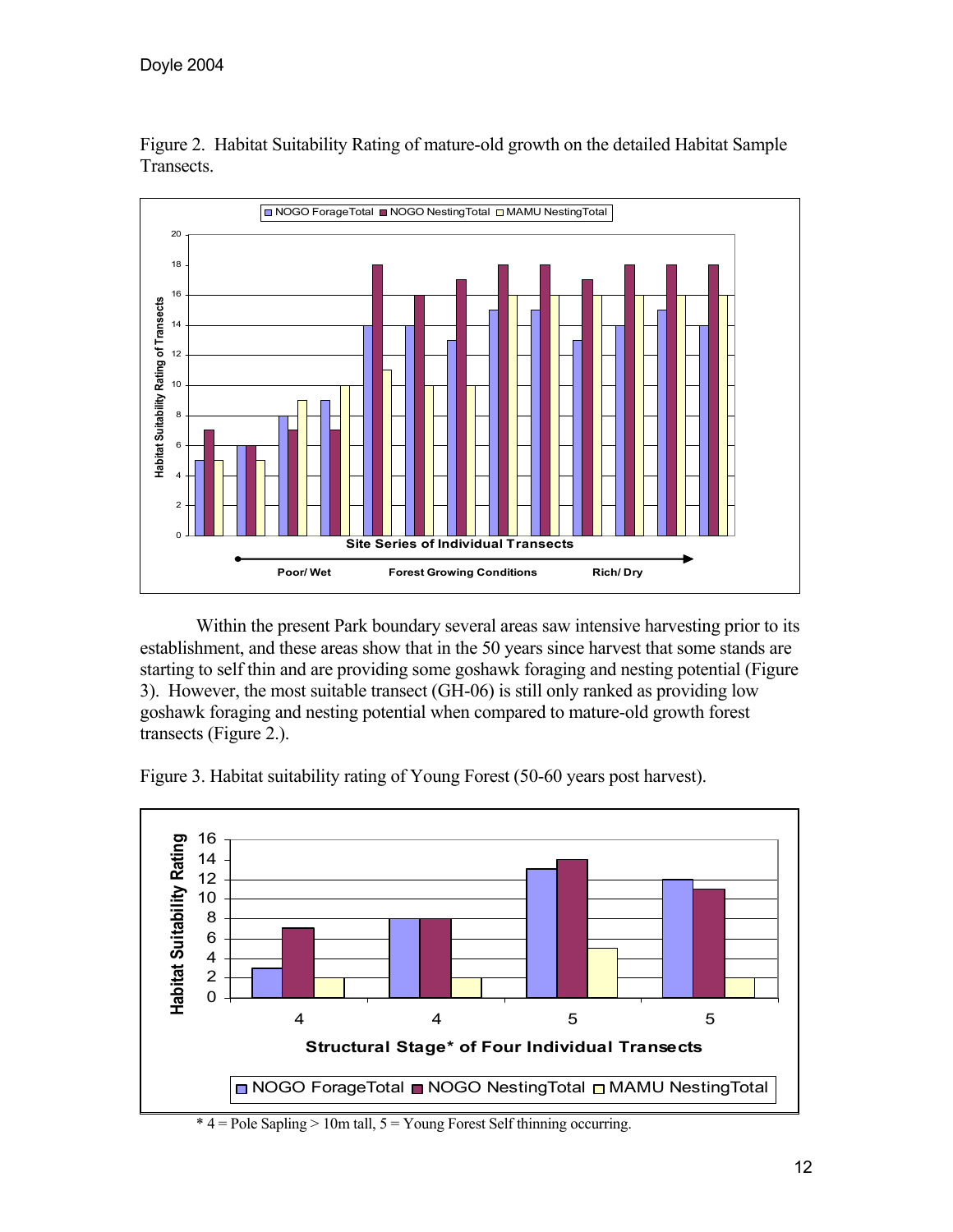Figure 2. Habitat Suitability Rating of mature-old growth on the detailed Habitat Sample Transects.

Within the present Park boundary several areas saw intensive harvesting prior to its establishment, and these areas show that in the 50 years since harvest that some stands are starting to self thin and are providing some goshawk foraging and nesting potential (Figure 3). However, the most suitable transect (GH-06) is still only ranked as providing low goshawk foraging and nesting potential when compared to mature-old growth forest transects (Figure 2.).

Figure 3. Habitat suitability rating of Young Forest (50-60 years post harvest).

\* 4 = Pole Sapling > 10m tall, 5 = Young Forest Self thinning occurring.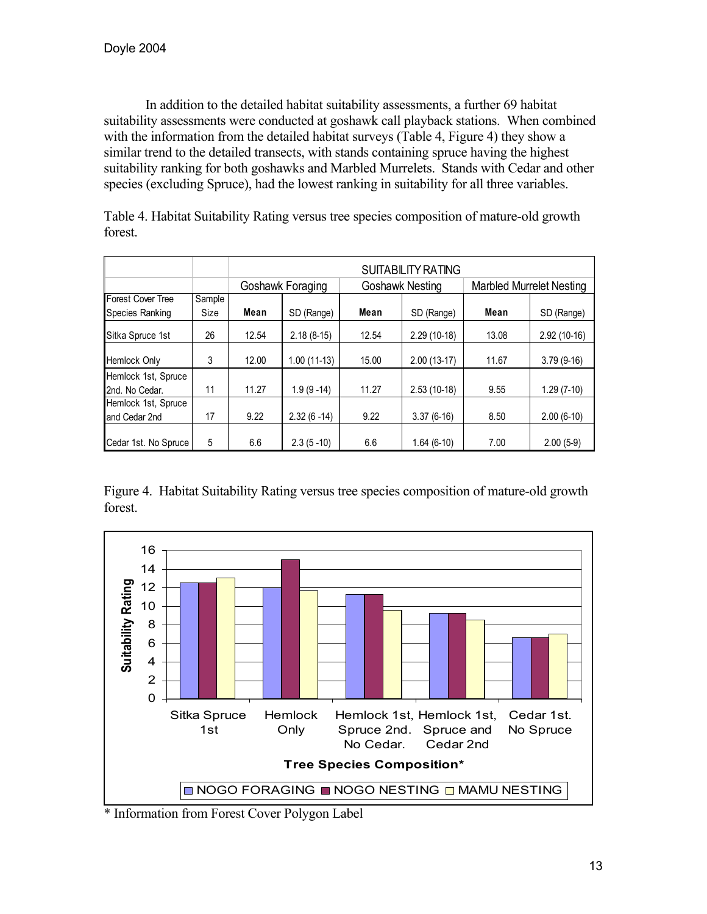In addition to the detailed habitat suitability assessments, a further 69 habitat suitability assessments were conducted at goshawk call playback stations. When combined with the information from the detailed habitat surveys (Table 4, Figure 4) they show a similar trend to the detailed transects, with stands containing spruce having the highest suitability ranking for both goshawks and Marbled Murrelets. Stands with Cedar and other species (excluding Spruce), had the lowest ranking in suitability for all three variables.

Table 4. Habitat Suitability Rating versus tree species composition of mature-old growth forest.

| | | SUITABILITY RATING | | | | | |
|---|---|---|---|---|---|---|---|
| | | Goshawk Foraging | | Goshawk Nesting | | Marbled Murrelet Nesting | |
| Forest Cover Tree Species Ranking | Sample Size | **Mean** | SD (Range) | **Mean** | SD (Range) | **Mean** | SD (Range) |
| Sitka Spruce 1st | 26 | 12.54 | 2.18 (8-15) | 12.54 | 2.29 (10-18) | 13.08 | 2.92 (10-16) |
| Hemlock Only | 3 | 12.00 | 1.00 (11-13) | 15.00 | 2.00 (13-17) | 11.67 | 3.79 (9-16) |
| Hemlock 1st, Spruce 2nd. No Cedar. | 11 | 11.27 | 1.9 (9 -14) | 11.27 | 2.53 (10-18) | 9.55 | 1.29 (7-10) |
| Hemlock 1st, Spruce and Cedar 2nd | 17 | 9.22 | 2.32 (6 -14) | 9.22 | 3.37 (6-16) | 8.50 | 2.00 (6-10) |
| Cedar 1st. No Spruce | 5 | 6.6 | 2.3 (5 -10) | 6.6 | 1.64 (6-10) | 7.00 | 2.00 (5-9) |

Figure 4. Habitat Suitability Rating versus tree species composition of mature-old growth forest.

\* Information from Forest Cover Polygon Label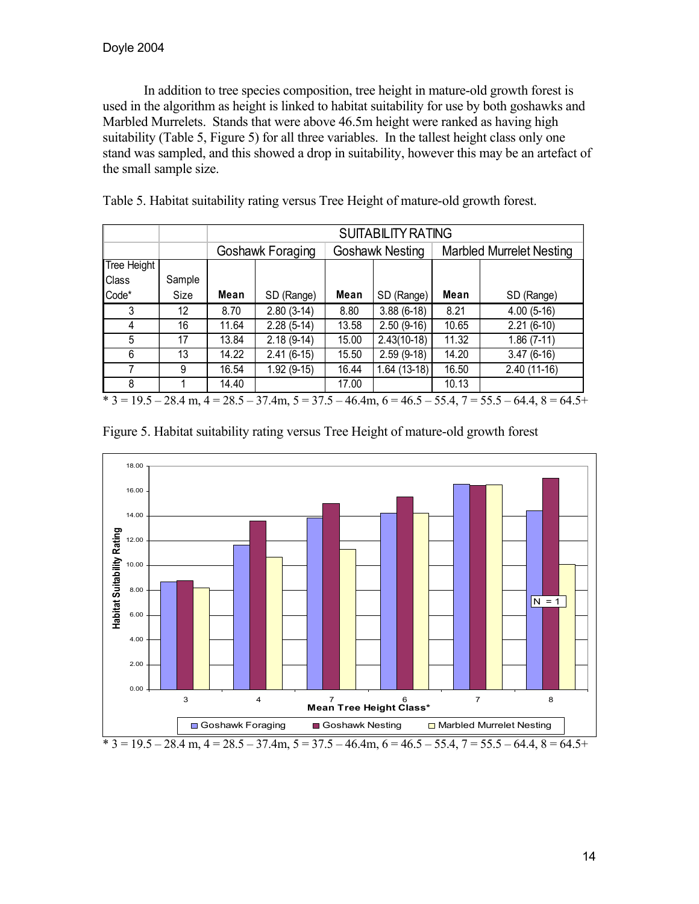In addition to tree species composition, tree height in mature-old growth forest is used in the algorithm as height is linked to habitat suitability for use by both goshawks and Marbled Murrelets. Stands that were above 46.5m height were ranked as having high suitability (Table 5, Figure 5) for all three variables. In the tallest height class only one stand was sampled, and this showed a drop in suitability, however this may be an artefact of the small sample size.

Table 5. Habitat suitability rating versus Tree Height of mature-old growth forest.

| | | SUITABILITY RATING | | | | | |
|---|---|---|---|---|---|---|---|
| | | Goshawk Foraging | | Goshawk Nesting | | Marbled Murrelet Nesting | |
| Tree Height Class Code* | Sample Size | **Mean** | SD (Range) | **Mean** | SD (Range) | **Mean** | SD (Range) |
| 3 | 12 | 8.70 | 2.80 (3-14) | 8.80 | 3.88 (6-18) | 8.21 | 4.00 (5-16) |
| 4 | 16 | 11.64 | 2.28 (5-14) | 13.58 | 2.50 (9-16) | 10.65 | 2.21 (6-10) |
| 5 | 17 | 13.84 | 2.18 (9-14) | 15.00 | 2.43(10-18) | 11.32 | 1.86 (7-11) |
| 6 | 13 | 14.22 | 2.41 (6-15) | 15.50 | 2.59 (9-18) | 14.20 | 3.47 (6-16) |
| 7 | 9 | 16.54 | 1.92 (9-15) | 16.44 | 1.64 (13-18) | 16.50 | 2.40 (11-16) |
| 8 | 1 | 14.40 | | 17.00 | | 10.13 | |

\* 3 = 19.5 – 28.4 m, 4 = 28.5 – 37.4m, 5 = 37.5 – 46.4m, 6 = 46.5 – 55.4, 7 = 55.5 – 64.4, 8 = 64.5+

Figure 5. Habitat suitability rating versus Tree Height of mature-old growth forest

\* 3 = 19.5 – 28.4 m, 4 = 28.5 – 37.4m, 5 = 37.5 – 46.4m, 6 = 46.5 – 55.4, 7 = 55.5 – 64.4, 8 = 64.5+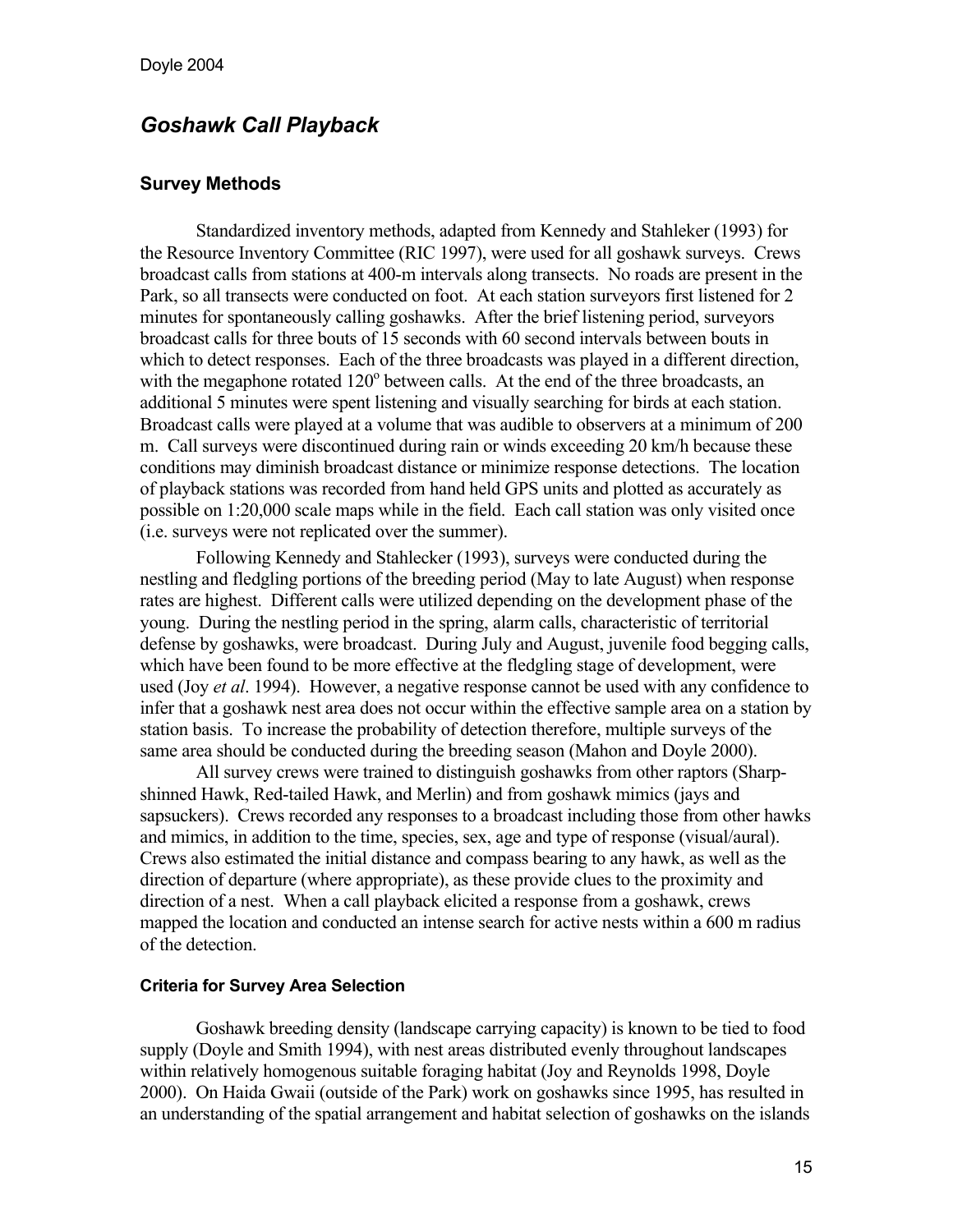## *Goshawk Call Playback*

### Survey Methods

Standardized inventory methods, adapted from Kennedy and Stahleker (1993) for the Resource Inventory Committee (RIC 1997), were used for all goshawk surveys. Crews broadcast calls from stations at 400-m intervals along transects. No roads are present in the Park, so all transects were conducted on foot. At each station surveyors first listened for 2 minutes for spontaneously calling goshawks. After the brief listening period, surveyors broadcast calls for three bouts of 15 seconds with 60 second intervals between bouts in which to detect responses. Each of the three broadcasts was played in a different direction, with the megaphone rotated 120$^{o}$ between calls. At the end of the three broadcasts, an additional 5 minutes were spent listening and visually searching for birds at each station. Broadcast calls were played at a volume that was audible to observers at a minimum of 200 m. Call surveys were discontinued during rain or winds exceeding 20 km/h because these conditions may diminish broadcast distance or minimize response detections. The location of playback stations was recorded from hand held GPS units and plotted as accurately as possible on 1:20,000 scale maps while in the field. Each call station was only visited once (i.e. surveys were not replicated over the summer).

Following Kennedy and Stahlecker (1993), surveys were conducted during the nestling and fledgling portions of the breeding period (May to late August) when response rates are highest. Different calls were utilized depending on the development phase of the young. During the nestling period in the spring, alarm calls, characteristic of territorial defense by goshawks, were broadcast. During July and August, juvenile food begging calls, which have been found to be more effective at the fledgling stage of development, were used (Joy *et al*. 1994). However, a negative response cannot be used with any confidence to infer that a goshawk nest area does not occur within the effective sample area on a station by station basis. To increase the probability of detection therefore, multiple surveys of the same area should be conducted during the breeding season (Mahon and Doyle 2000).

All survey crews were trained to distinguish goshawks from other raptors (Sharp-shinned Hawk, Red-tailed Hawk, and Merlin) and from goshawk mimics (jays and sapsuckers). Crews recorded any responses to a broadcast including those from other hawks and mimics, in addition to the time, species, sex, age and type of response (visual/aural). Crews also estimated the initial distance and compass bearing to any hawk, as well as the direction of departure (where appropriate), as these provide clues to the proximity and direction of a nest. When a call playback elicited a response from a goshawk, crews mapped the location and conducted an intense search for active nests within a 600 m radius of the detection.

#### Criteria for Survey Area Selection

Goshawk breeding density (landscape carrying capacity) is known to be tied to food supply (Doyle and Smith 1994), with nest areas distributed evenly throughout landscapes within relatively homogenous suitable foraging habitat (Joy and Reynolds 1998, Doyle 2000). On Haida Gwaii (outside of the Park) work on goshawks since 1995, has resulted in an understanding of the spatial arrangement and habitat selection of goshawks on the islands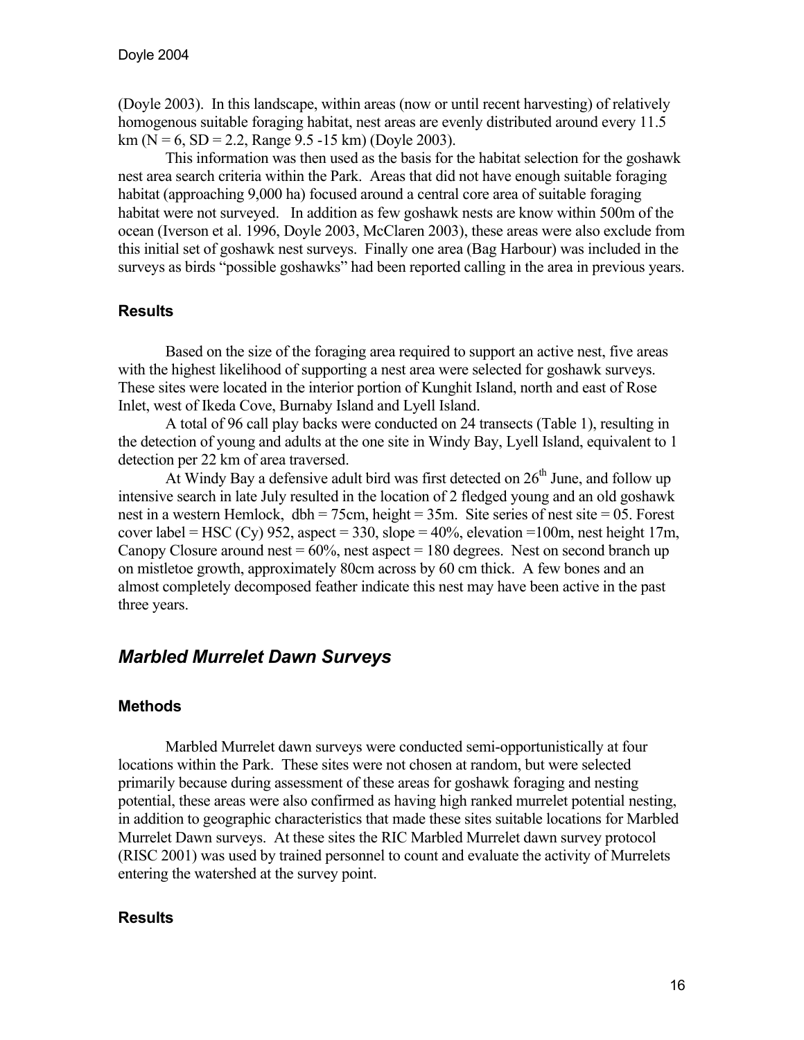(Doyle 2003). In this landscape, within areas (now or until recent harvesting) of relatively homogenous suitable foraging habitat, nest areas are evenly distributed around every 11.5 km (N = 6, SD = 2.2, Range 9.5 -15 km) (Doyle 2003).

This information was then used as the basis for the habitat selection for the goshawk nest area search criteria within the Park. Areas that did not have enough suitable foraging habitat (approaching 9,000 ha) focused around a central core area of suitable foraging habitat were not surveyed. In addition as few goshawk nests are know within 500m of the ocean (Iverson et al. 1996, Doyle 2003, McClaren 2003), these areas were also exclude from this initial set of goshawk nest surveys. Finally one area (Bag Harbour) was included in the surveys as birds "possible goshawks" had been reported calling in the area in previous years.

### Results

Based on the size of the foraging area required to support an active nest, five areas with the highest likelihood of supporting a nest area were selected for goshawk surveys. These sites were located in the interior portion of Kunghit Island, north and east of Rose Inlet, west of Ikeda Cove, Burnaby Island and Lyell Island.

A total of 96 call play backs were conducted on 24 transects (Table 1), resulting in the detection of young and adults at the one site in Windy Bay, Lyell Island, equivalent to 1 detection per 22 km of area traversed.

At Windy Bay a defensive adult bird was first detected on 26$^{th}$ June, and follow up intensive search in late July resulted in the location of 2 fledged young and an old goshawk nest in a western Hemlock, dbh = 75cm, height = 35m. Site series of nest site = 05. Forest cover label = HSC (Cy) 952, aspect = 330, slope = 40%, elevation =100m, nest height 17m, Canopy Closure around nest = 60%, nest aspect = 180 degrees. Nest on second branch up on mistletoe growth, approximately 80cm across by 60 cm thick. A few bones and an almost completely decomposed feather indicate this nest may have been active in the past three years.

## *Marbled Murrelet Dawn Surveys*

### Methods

Marbled Murrelet dawn surveys were conducted semi-opportunistically at four locations within the Park. These sites were not chosen at random, but were selected primarily because during assessment of these areas for goshawk foraging and nesting potential, these areas were also confirmed as having high ranked murrelet potential nesting, in addition to geographic characteristics that made these sites suitable locations for Marbled Murrelet Dawn surveys. At these sites the RIC Marbled Murrelet dawn survey protocol (RISC 2001) was used by trained personnel to count and evaluate the activity of Murrelets entering the watershed at the survey point.

### Results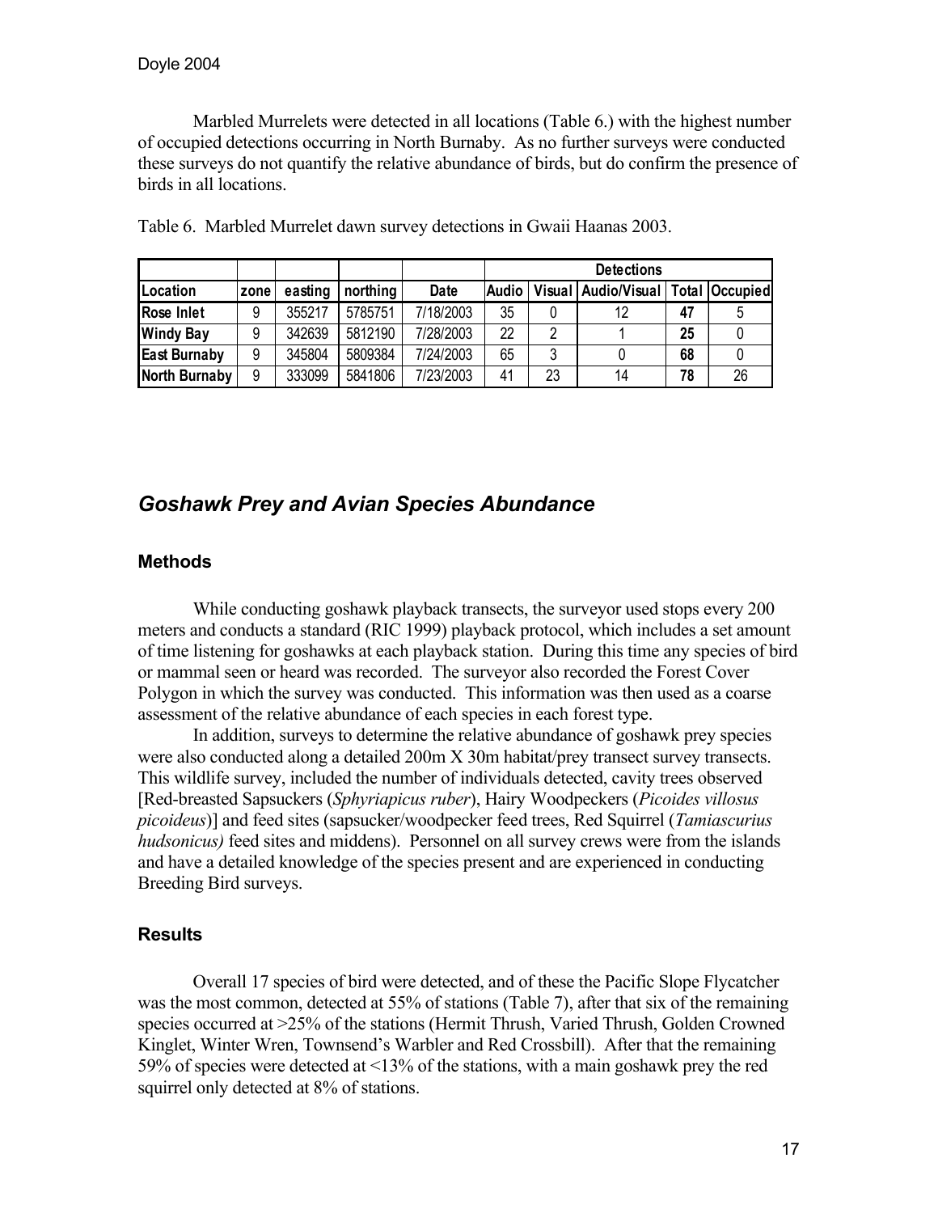Marbled Murrelets were detected in all locations (Table 6.) with the highest number of occupied detections occurring in North Burnaby. As no further surveys were conducted these surveys do not quantify the relative abundance of birds, but do confirm the presence of birds in all locations.

Table 6. Marbled Murrelet dawn survey detections in Gwaii Haanas 2003.

| | | | | | Detections | | | | |
|---|---|---|---|---|---|---|---|---|---|
| **Location** | **zone** | **easting** | **northing** | **Date** | **Audio** | **Visual** | **Audio/Visual** | **Total** | **Occupied** |
| **Rose Inlet** | 9 | 355217 | 5785751 | 7/18/2003 | 35 | 0 | 12 | **47** | 5 |
| **Windy Bay** | 9 | 342639 | 5812190 | 7/28/2003 | 22 | 2 | 1 | **25** | 0 |
| **East Burnaby** | 9 | 345804 | 5809384 | 7/24/2003 | 65 | 3 | 0 | **68** | 0 |
| **North Burnaby** | 9 | 333099 | 5841806 | 7/23/2003 | 41 | 23 | 14 | **78** | 26 |

## *Goshawk Prey and Avian Species Abundance*

### Methods

While conducting goshawk playback transects, the surveyor used stops every 200 meters and conducts a standard (RIC 1999) playback protocol, which includes a set amount of time listening for goshawks at each playback station. During this time any species of bird or mammal seen or heard was recorded. The surveyor also recorded the Forest Cover Polygon in which the survey was conducted. This information was then used as a coarse assessment of the relative abundance of each species in each forest type.

In addition, surveys to determine the relative abundance of goshawk prey species were also conducted along a detailed 200m X 30m habitat/prey transect survey transects. This wildlife survey, included the number of individuals detected, cavity trees observed [Red-breasted Sapsuckers (*Sphyriapicus ruber*), Hairy Woodpeckers (*Picoides villosus picoideus*)] and feed sites (sapsucker/woodpecker feed trees, Red Squirrel (*Tamiascurius hudsonicus)* feed sites and middens). Personnel on all survey crews were from the islands and have a detailed knowledge of the species present and are experienced in conducting Breeding Bird surveys.

### Results

Overall 17 species of bird were detected, and of these the Pacific Slope Flycatcher was the most common, detected at 55% of stations (Table 7), after that six of the remaining species occurred at >25% of the stations (Hermit Thrush, Varied Thrush, Golden Crowned Kinglet, Winter Wren, Townsend's Warbler and Red Crossbill). After that the remaining 59% of species were detected at <13% of the stations, with a main goshawk prey the red squirrel only detected at 8% of stations.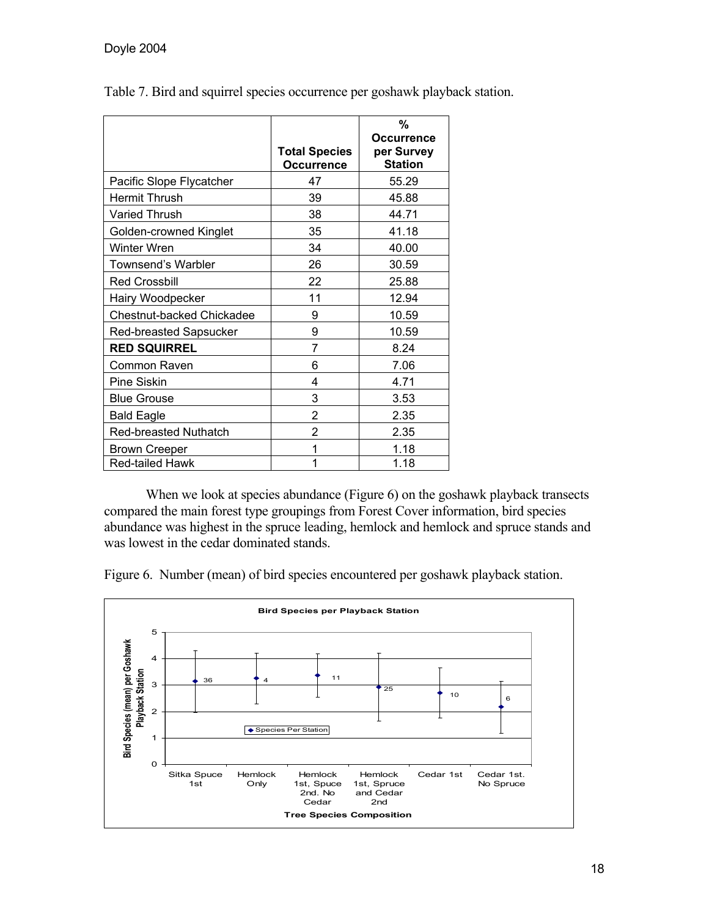Table 7. Bird and squirrel species occurrence per goshawk playback station.

| | **Total Species Occurrence** | **% Occurrence per Survey Station** |
|---|---|---|
| Pacific Slope Flycatcher | 47 | 55.29 |
| Hermit Thrush | 39 | 45.88 |
| Varied Thrush | 38 | 44.71 |
| Golden-crowned Kinglet | 35 | 41.18 |
| Winter Wren | 34 | 40.00 |
| Townsend's Warbler | 26 | 30.59 |
| Red Crossbill | 22 | 25.88 |
| Hairy Woodpecker | 11 | 12.94 |
| Chestnut-backed Chickadee | 9 | 10.59 |
| Red-breasted Sapsucker | 9 | 10.59 |
| **RED SQUIRREL** | 7 | 8.24 |
| Common Raven | 6 | 7.06 |
| Pine Siskin | 4 | 4.71 |
| Blue Grouse | 3 | 3.53 |
| Bald Eagle | 2 | 2.35 |
| Red-breasted Nuthatch | 2 | 2.35 |
| Brown Creeper | 1 | 1.18 |
| Red-tailed Hawk | 1 | 1.18 |

When we look at species abundance (Figure 6) on the goshawk playback transects compared the main forest type groupings from Forest Cover information, bird species abundance was highest in the spruce leading, hemlock and hemlock and spruce stands and was lowest in the cedar dominated stands.

Figure 6. Number (mean) of bird species encountered per goshawk playback station.

**Bird Species per Playback Station**

| Tree Species Composition | n (label) |
|---|---|
| Sitka Spuce 1st | 36 |
| Hemlock Only | 4 |
| Hemlock 1st, Spuce 2nd. No Cedar | 11 |
| Hemlock 1st, Spruce and Cedar 2nd | 25 |
| Cedar 1st | 10 |
| Cedar 1st. No Spruce | 6 |

Y-axis: Bird Species (mean) per Goshawk Playback Station; Legend: Species Per Station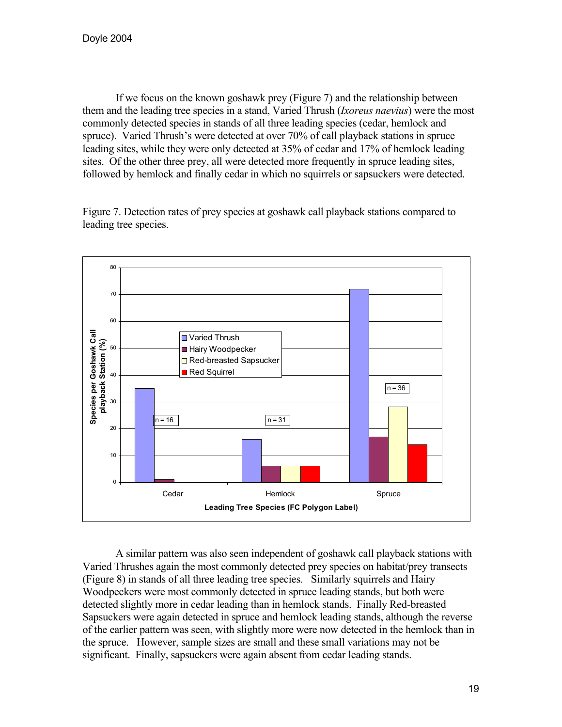If we focus on the known goshawk prey (Figure 7) and the relationship between them and the leading tree species in a stand, Varied Thrush (*Ixoreus naevius*) were the most commonly detected species in stands of all three leading species (cedar, hemlock and spruce). Varied Thrush's were detected at over 70% of call playback stations in spruce leading sites, while they were only detected at 35% of cedar and 17% of hemlock leading sites. Of the other three prey, all were detected more frequently in spruce leading sites, followed by hemlock and finally cedar in which no squirrels or sapsuckers were detected.

Figure 7. Detection rates of prey species at goshawk call playback stations compared to leading tree species.

A similar pattern was also seen independent of goshawk call playback stations with Varied Thrushes again the most commonly detected prey species on habitat/prey transects (Figure 8) in stands of all three leading tree species. Similarly squirrels and Hairy Woodpeckers were most commonly detected in spruce leading stands, but both were detected slightly more in cedar leading than in hemlock stands. Finally Red-breasted Sapsuckers were again detected in spruce and hemlock leading stands, although the reverse of the earlier pattern was seen, with slightly more were now detected in the hemlock than in the spruce. However, sample sizes are small and these small variations may not be significant. Finally, sapsuckers were again absent from cedar leading stands.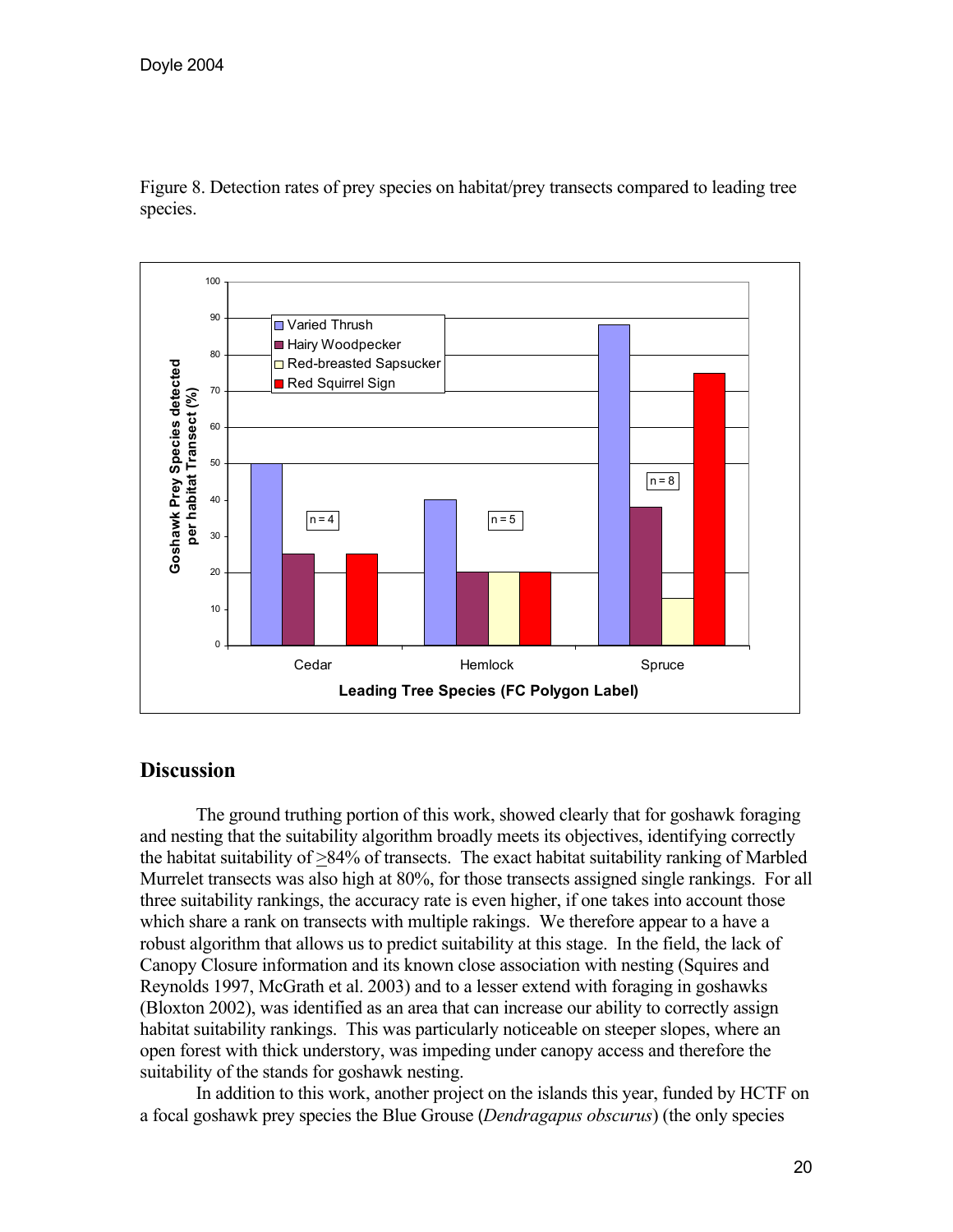Figure 8. Detection rates of prey species on habitat/prey transects compared to leading tree species.

## Discussion

The ground truthing portion of this work, showed clearly that for goshawk foraging and nesting that the suitability algorithm broadly meets its objectives, identifying correctly the habitat suitability of ≥84% of transects. The exact habitat suitability ranking of Marbled Murrelet transects was also high at 80%, for those transects assigned single rankings. For all three suitability rankings, the accuracy rate is even higher, if one takes into account those which share a rank on transects with multiple rakings. We therefore appear to a have a robust algorithm that allows us to predict suitability at this stage. In the field, the lack of Canopy Closure information and its known close association with nesting (Squires and Reynolds 1997, McGrath et al. 2003) and to a lesser extend with foraging in goshawks (Bloxton 2002), was identified as an area that can increase our ability to correctly assign habitat suitability rankings. This was particularly noticeable on steeper slopes, where an open forest with thick understory, was impeding under canopy access and therefore the suitability of the stands for goshawk nesting.

In addition to this work, another project on the islands this year, funded by HCTF on a focal goshawk prey species the Blue Grouse (*Dendragapus obscurus*) (the only species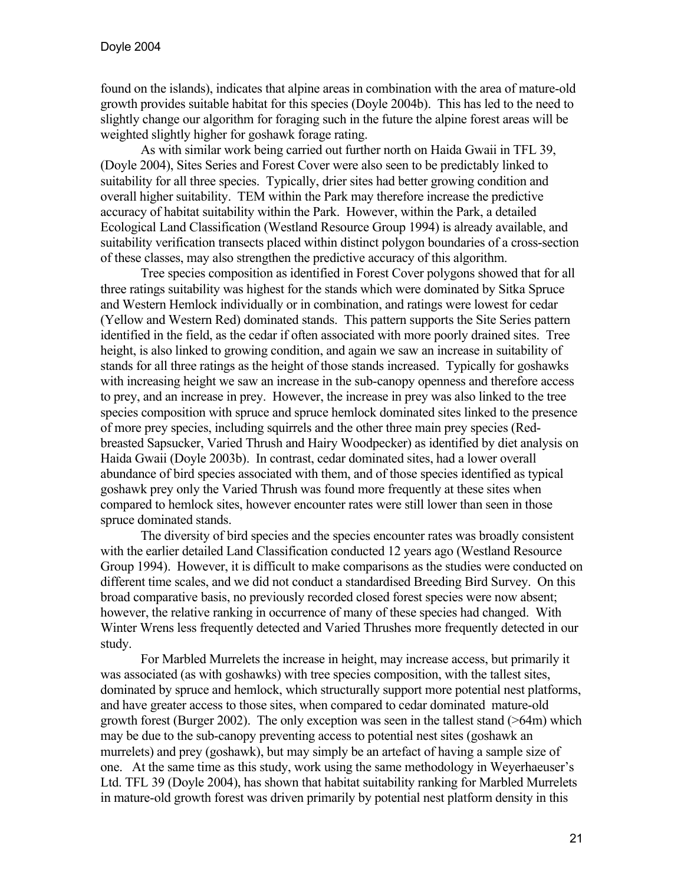found on the islands), indicates that alpine areas in combination with the area of mature-old growth provides suitable habitat for this species (Doyle 2004b). This has led to the need to slightly change our algorithm for foraging such in the future the alpine forest areas will be weighted slightly higher for goshawk forage rating.

As with similar work being carried out further north on Haida Gwaii in TFL 39, (Doyle 2004), Sites Series and Forest Cover were also seen to be predictably linked to suitability for all three species. Typically, drier sites had better growing condition and overall higher suitability. TEM within the Park may therefore increase the predictive accuracy of habitat suitability within the Park. However, within the Park, a detailed Ecological Land Classification (Westland Resource Group 1994) is already available, and suitability verification transects placed within distinct polygon boundaries of a cross-section of these classes, may also strengthen the predictive accuracy of this algorithm.

Tree species composition as identified in Forest Cover polygons showed that for all three ratings suitability was highest for the stands which were dominated by Sitka Spruce and Western Hemlock individually or in combination, and ratings were lowest for cedar (Yellow and Western Red) dominated stands. This pattern supports the Site Series pattern identified in the field, as the cedar if often associated with more poorly drained sites. Tree height, is also linked to growing condition, and again we saw an increase in suitability of stands for all three ratings as the height of those stands increased. Typically for goshawks with increasing height we saw an increase in the sub-canopy openness and therefore access to prey, and an increase in prey. However, the increase in prey was also linked to the tree species composition with spruce and spruce hemlock dominated sites linked to the presence of more prey species, including squirrels and the other three main prey species (Red-breasted Sapsucker, Varied Thrush and Hairy Woodpecker) as identified by diet analysis on Haida Gwaii (Doyle 2003b). In contrast, cedar dominated sites, had a lower overall abundance of bird species associated with them, and of those species identified as typical goshawk prey only the Varied Thrush was found more frequently at these sites when compared to hemlock sites, however encounter rates were still lower than seen in those spruce dominated stands.

The diversity of bird species and the species encounter rates was broadly consistent with the earlier detailed Land Classification conducted 12 years ago (Westland Resource Group 1994). However, it is difficult to make comparisons as the studies were conducted on different time scales, and we did not conduct a standardised Breeding Bird Survey. On this broad comparative basis, no previously recorded closed forest species were now absent; however, the relative ranking in occurrence of many of these species had changed. With Winter Wrens less frequently detected and Varied Thrushes more frequently detected in our study.

For Marbled Murrelets the increase in height, may increase access, but primarily it was associated (as with goshawks) with tree species composition, with the tallest sites, dominated by spruce and hemlock, which structurally support more potential nest platforms, and have greater access to those sites, when compared to cedar dominated mature-old growth forest (Burger 2002). The only exception was seen in the tallest stand (>64m) which may be due to the sub-canopy preventing access to potential nest sites (goshawk an murrelets) and prey (goshawk), but may simply be an artefact of having a sample size of one. At the same time as this study, work using the same methodology in Weyerhaeuser's Ltd. TFL 39 (Doyle 2004), has shown that habitat suitability ranking for Marbled Murrelets in mature-old growth forest was driven primarily by potential nest platform density in this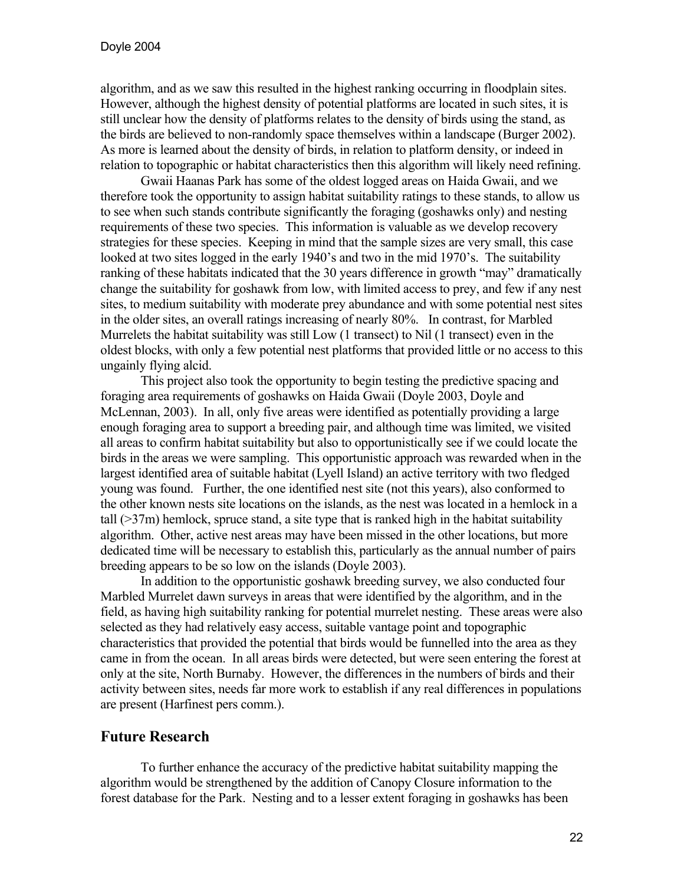algorithm, and as we saw this resulted in the highest ranking occurring in floodplain sites. However, although the highest density of potential platforms are located in such sites, it is still unclear how the density of platforms relates to the density of birds using the stand, as the birds are believed to non-randomly space themselves within a landscape (Burger 2002). As more is learned about the density of birds, in relation to platform density, or indeed in relation to topographic or habitat characteristics then this algorithm will likely need refining.

Gwaii Haanas Park has some of the oldest logged areas on Haida Gwaii, and we therefore took the opportunity to assign habitat suitability ratings to these stands, to allow us to see when such stands contribute significantly the foraging (goshawks only) and nesting requirements of these two species. This information is valuable as we develop recovery strategies for these species. Keeping in mind that the sample sizes are very small, this case looked at two sites logged in the early 1940's and two in the mid 1970's. The suitability ranking of these habitats indicated that the 30 years difference in growth "may" dramatically change the suitability for goshawk from low, with limited access to prey, and few if any nest sites, to medium suitability with moderate prey abundance and with some potential nest sites in the older sites, an overall ratings increasing of nearly 80%. In contrast, for Marbled Murrelets the habitat suitability was still Low (1 transect) to Nil (1 transect) even in the oldest blocks, with only a few potential nest platforms that provided little or no access to this ungainly flying alcid.

This project also took the opportunity to begin testing the predictive spacing and foraging area requirements of goshawks on Haida Gwaii (Doyle 2003, Doyle and McLennan, 2003). In all, only five areas were identified as potentially providing a large enough foraging area to support a breeding pair, and although time was limited, we visited all areas to confirm habitat suitability but also to opportunistically see if we could locate the birds in the areas we were sampling. This opportunistic approach was rewarded when in the largest identified area of suitable habitat (Lyell Island) an active territory with two fledged young was found. Further, the one identified nest site (not this years), also conformed to the other known nests site locations on the islands, as the nest was located in a hemlock in a tall (>37m) hemlock, spruce stand, a site type that is ranked high in the habitat suitability algorithm. Other, active nest areas may have been missed in the other locations, but more dedicated time will be necessary to establish this, particularly as the annual number of pairs breeding appears to be so low on the islands (Doyle 2003).

In addition to the opportunistic goshawk breeding survey, we also conducted four Marbled Murrelet dawn surveys in areas that were identified by the algorithm, and in the field, as having high suitability ranking for potential murrelet nesting. These areas were also selected as they had relatively easy access, suitable vantage point and topographic characteristics that provided the potential that birds would be funnelled into the area as they came in from the ocean. In all areas birds were detected, but were seen entering the forest at only at the site, North Burnaby. However, the differences in the numbers of birds and their activity between sites, needs far more work to establish if any real differences in populations are present (Harfinest pers comm.).

## Future Research

To further enhance the accuracy of the predictive habitat suitability mapping the algorithm would be strengthened by the addition of Canopy Closure information to the forest database for the Park. Nesting and to a lesser extent foraging in goshawks has been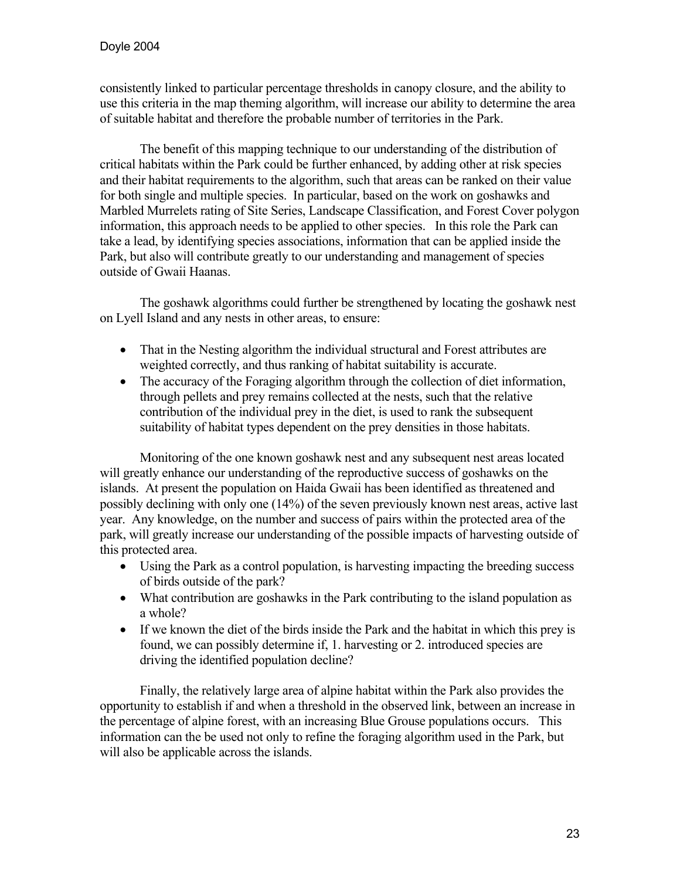consistently linked to particular percentage thresholds in canopy closure, and the ability to use this criteria in the map theming algorithm, will increase our ability to determine the area of suitable habitat and therefore the probable number of territories in the Park.

The benefit of this mapping technique to our understanding of the distribution of critical habitats within the Park could be further enhanced, by adding other at risk species and their habitat requirements to the algorithm, such that areas can be ranked on their value for both single and multiple species. In particular, based on the work on goshawks and Marbled Murrelets rating of Site Series, Landscape Classification, and Forest Cover polygon information, this approach needs to be applied to other species. In this role the Park can take a lead, by identifying species associations, information that can be applied inside the Park, but also will contribute greatly to our understanding and management of species outside of Gwaii Haanas.

The goshawk algorithms could further be strengthened by locating the goshawk nest on Lyell Island and any nests in other areas, to ensure:

- That in the Nesting algorithm the individual structural and Forest attributes are weighted correctly, and thus ranking of habitat suitability is accurate.
- The accuracy of the Foraging algorithm through the collection of diet information, through pellets and prey remains collected at the nests, such that the relative contribution of the individual prey in the diet, is used to rank the subsequent suitability of habitat types dependent on the prey densities in those habitats.

Monitoring of the one known goshawk nest and any subsequent nest areas located will greatly enhance our understanding of the reproductive success of goshawks on the islands. At present the population on Haida Gwaii has been identified as threatened and possibly declining with only one (14%) of the seven previously known nest areas, active last year. Any knowledge, on the number and success of pairs within the protected area of the park, will greatly increase our understanding of the possible impacts of harvesting outside of this protected area.

- Using the Park as a control population, is harvesting impacting the breeding success of birds outside of the park?
- What contribution are goshawks in the Park contributing to the island population as a whole?
- If we known the diet of the birds inside the Park and the habitat in which this prey is found, we can possibly determine if, 1. harvesting or 2. introduced species are driving the identified population decline?

Finally, the relatively large area of alpine habitat within the Park also provides the opportunity to establish if and when a threshold in the observed link, between an increase in the percentage of alpine forest, with an increasing Blue Grouse populations occurs. This information can the be used not only to refine the foraging algorithm used in the Park, but will also be applicable across the islands.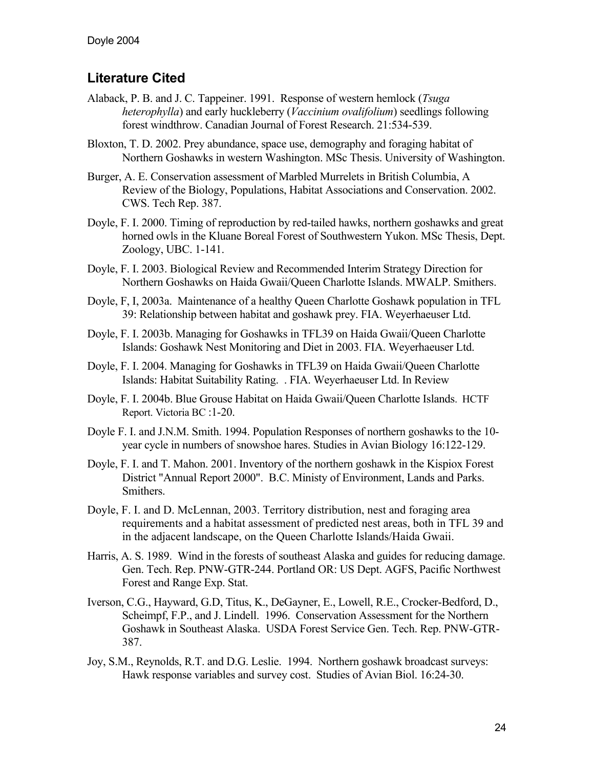## Literature Cited

Alaback, P. B. and J. C. Tappeiner. 1991. Response of western hemlock (*Tsuga heterophylla*) and early huckleberry (*Vaccinium ovalifolium*) seedlings following forest windthrow. Canadian Journal of Forest Research. 21:534-539.

Bloxton, T. D. 2002. Prey abundance, space use, demography and foraging habitat of Northern Goshawks in western Washington. MSc Thesis. University of Washington.

Burger, A. E. Conservation assessment of Marbled Murrelets in British Columbia, A Review of the Biology, Populations, Habitat Associations and Conservation. 2002. CWS. Tech Rep. 387.

Doyle, F. I. 2000. Timing of reproduction by red-tailed hawks, northern goshawks and great horned owls in the Kluane Boreal Forest of Southwestern Yukon. MSc Thesis, Dept. Zoology, UBC. 1-141.

Doyle, F. I. 2003. Biological Review and Recommended Interim Strategy Direction for Northern Goshawks on Haida Gwaii/Queen Charlotte Islands. MWALP. Smithers.

Doyle, F, I, 2003a. Maintenance of a healthy Queen Charlotte Goshawk population in TFL 39: Relationship between habitat and goshawk prey. FIA. Weyerhaeuser Ltd.

Doyle, F. I. 2003b. Managing for Goshawks in TFL39 on Haida Gwaii/Queen Charlotte Islands: Goshawk Nest Monitoring and Diet in 2003. FIA. Weyerhaeuser Ltd.

Doyle, F. I. 2004. Managing for Goshawks in TFL39 on Haida Gwaii/Queen Charlotte Islands: Habitat Suitability Rating. . FIA. Weyerhaeuser Ltd. In Review

Doyle, F. I. 2004b. Blue Grouse Habitat on Haida Gwaii/Queen Charlotte Islands. HCTF Report. Victoria BC :1-20.

Doyle F. I. and J.N.M. Smith. 1994. Population Responses of northern goshawks to the 10-year cycle in numbers of snowshoe hares. Studies in Avian Biology 16:122-129.

Doyle, F. I. and T. Mahon. 2001. Inventory of the northern goshawk in the Kispiox Forest District "Annual Report 2000". B.C. Ministy of Environment, Lands and Parks. Smithers.

Doyle, F. I. and D. McLennan, 2003. Territory distribution, nest and foraging area requirements and a habitat assessment of predicted nest areas, both in TFL 39 and in the adjacent landscape, on the Queen Charlotte Islands/Haida Gwaii.

Harris, A. S. 1989. Wind in the forests of southeast Alaska and guides for reducing damage. Gen. Tech. Rep. PNW-GTR-244. Portland OR: US Dept. AGFS, Pacific Northwest Forest and Range Exp. Stat.

Iverson, C.G., Hayward, G.D, Titus, K., DeGayner, E., Lowell, R.E., Crocker-Bedford, D., Scheimpf, F.P., and J. Lindell. 1996. Conservation Assessment for the Northern Goshawk in Southeast Alaska. USDA Forest Service Gen. Tech. Rep. PNW-GTR-387.

Joy, S.M., Reynolds, R.T. and D.G. Leslie. 1994. Northern goshawk broadcast surveys: Hawk response variables and survey cost. Studies of Avian Biol. 16:24-30.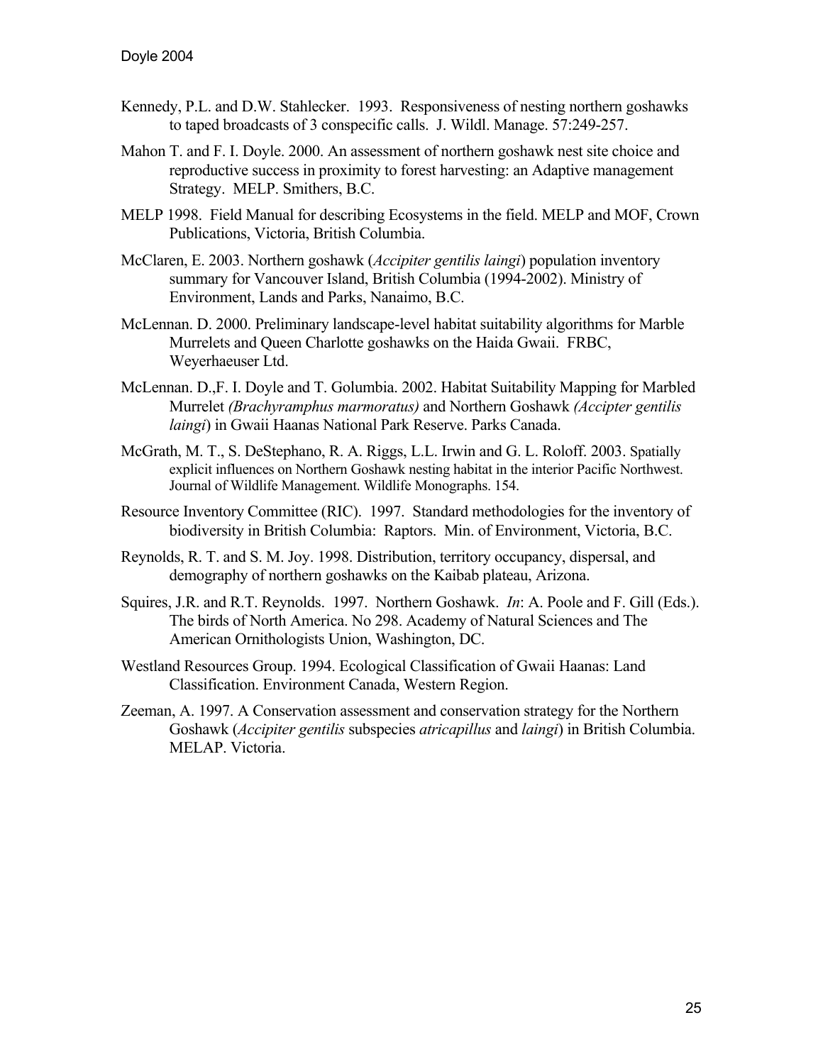Kennedy, P.L. and D.W. Stahlecker. 1993. Responsiveness of nesting northern goshawks to taped broadcasts of 3 conspecific calls. J. Wildl. Manage. 57:249-257.

Mahon T. and F. I. Doyle. 2000. An assessment of northern goshawk nest site choice and reproductive success in proximity to forest harvesting: an Adaptive management Strategy. MELP. Smithers, B.C.

MELP 1998. Field Manual for describing Ecosystems in the field. MELP and MOF, Crown Publications, Victoria, British Columbia.

McClaren, E. 2003. Northern goshawk (*Accipiter gentilis laingi*) population inventory summary for Vancouver Island, British Columbia (1994-2002). Ministry of Environment, Lands and Parks, Nanaimo, B.C.

McLennan. D. 2000. Preliminary landscape-level habitat suitability algorithms for Marble Murrelets and Queen Charlotte goshawks on the Haida Gwaii. FRBC, Weyerhaeuser Ltd.

McLennan. D.,F. I. Doyle and T. Golumbia. 2002. Habitat Suitability Mapping for Marbled Murrelet *(Brachyramphus marmoratus)* and Northern Goshawk *(Accipter gentilis laingi*) in Gwaii Haanas National Park Reserve. Parks Canada.

McGrath, M. T., S. DeStephano, R. A. Riggs, L.L. Irwin and G. L. Roloff. 2003. Spatially explicit influences on Northern Goshawk nesting habitat in the interior Pacific Northwest. Journal of Wildlife Management. Wildlife Monographs. 154.

Resource Inventory Committee (RIC). 1997. Standard methodologies for the inventory of biodiversity in British Columbia: Raptors. Min. of Environment, Victoria, B.C.

Reynolds, R. T. and S. M. Joy. 1998. Distribution, territory occupancy, dispersal, and demography of northern goshawks on the Kaibab plateau, Arizona.

Squires, J.R. and R.T. Reynolds. 1997. Northern Goshawk. *In*: A. Poole and F. Gill (Eds.). The birds of North America. No 298. Academy of Natural Sciences and The American Ornithologists Union, Washington, DC.

Westland Resources Group. 1994. Ecological Classification of Gwaii Haanas: Land Classification. Environment Canada, Western Region.

Zeeman, A. 1997. A Conservation assessment and conservation strategy for the Northern Goshawk (*Accipiter gentilis* subspecies *atricapillus* and *laingi*) in British Columbia. MELAP. Victoria.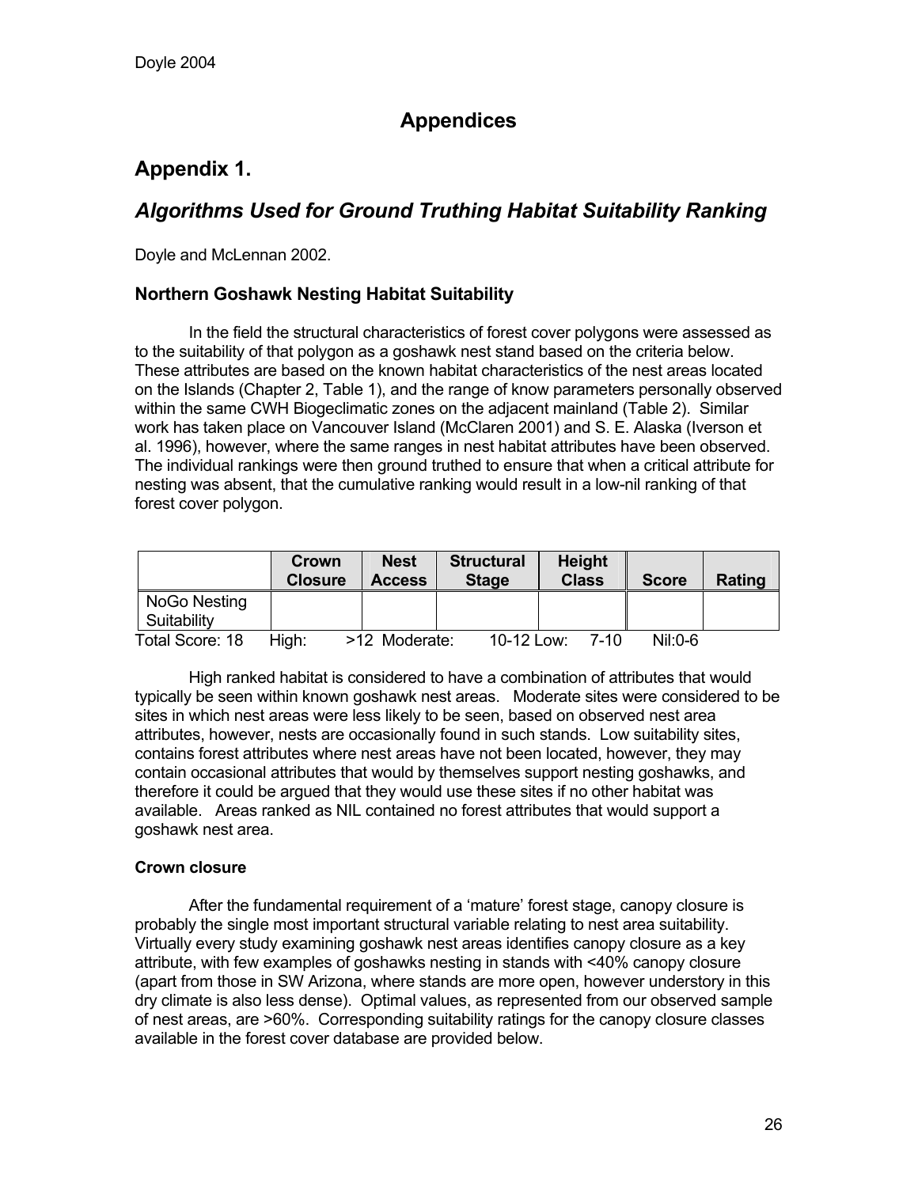# Appendices

## Appendix 1.

## *Algorithms Used for Ground Truthing Habitat Suitability Ranking*

Doyle and McLennan 2002.

### Northern Goshawk Nesting Habitat Suitability

In the field the structural characteristics of forest cover polygons were assessed as to the suitability of that polygon as a goshawk nest stand based on the criteria below. These attributes are based on the known habitat characteristics of the nest areas located on the Islands (Chapter 2, Table 1), and the range of know parameters personally observed within the same CWH Biogeclimatic zones on the adjacent mainland (Table 2). Similar work has taken place on Vancouver Island (McClaren 2001) and S. E. Alaska (Iverson et al. 1996), however, where the same ranges in nest habitat attributes have been observed. The individual rankings were then ground truthed to ensure that when a critical attribute for nesting was absent, that the cumulative ranking would result in a low-nil ranking of that forest cover polygon.

| | Crown Closure | Nest Access | Structural Stage | Height Class | Score | Rating |
|---|---|---|---|---|---|---|
| NoGo Nesting Suitability | | | | | | |

Total Score: 18 High: >12 Moderate: 10-12 Low: 7-10 Nil:0-6

High ranked habitat is considered to have a combination of attributes that would typically be seen within known goshawk nest areas. Moderate sites were considered to be sites in which nest areas were less likely to be seen, based on observed nest area attributes, however, nests are occasionally found in such stands. Low suitability sites, contains forest attributes where nest areas have not been located, however, they may contain occasional attributes that would by themselves support nesting goshawks, and therefore it could be argued that they would use these sites if no other habitat was available. Areas ranked as NIL contained no forest attributes that would support a goshawk nest area.

#### Crown closure

After the fundamental requirement of a 'mature' forest stage, canopy closure is probably the single most important structural variable relating to nest area suitability. Virtually every study examining goshawk nest areas identifies canopy closure as a key attribute, with few examples of goshawks nesting in stands with <40% canopy closure (apart from those in SW Arizona, where stands are more open, however understory in this dry climate is also less dense). Optimal values, as represented from our observed sample of nest areas, are >60%. Corresponding suitability ratings for the canopy closure classes available in the forest cover database are provided below.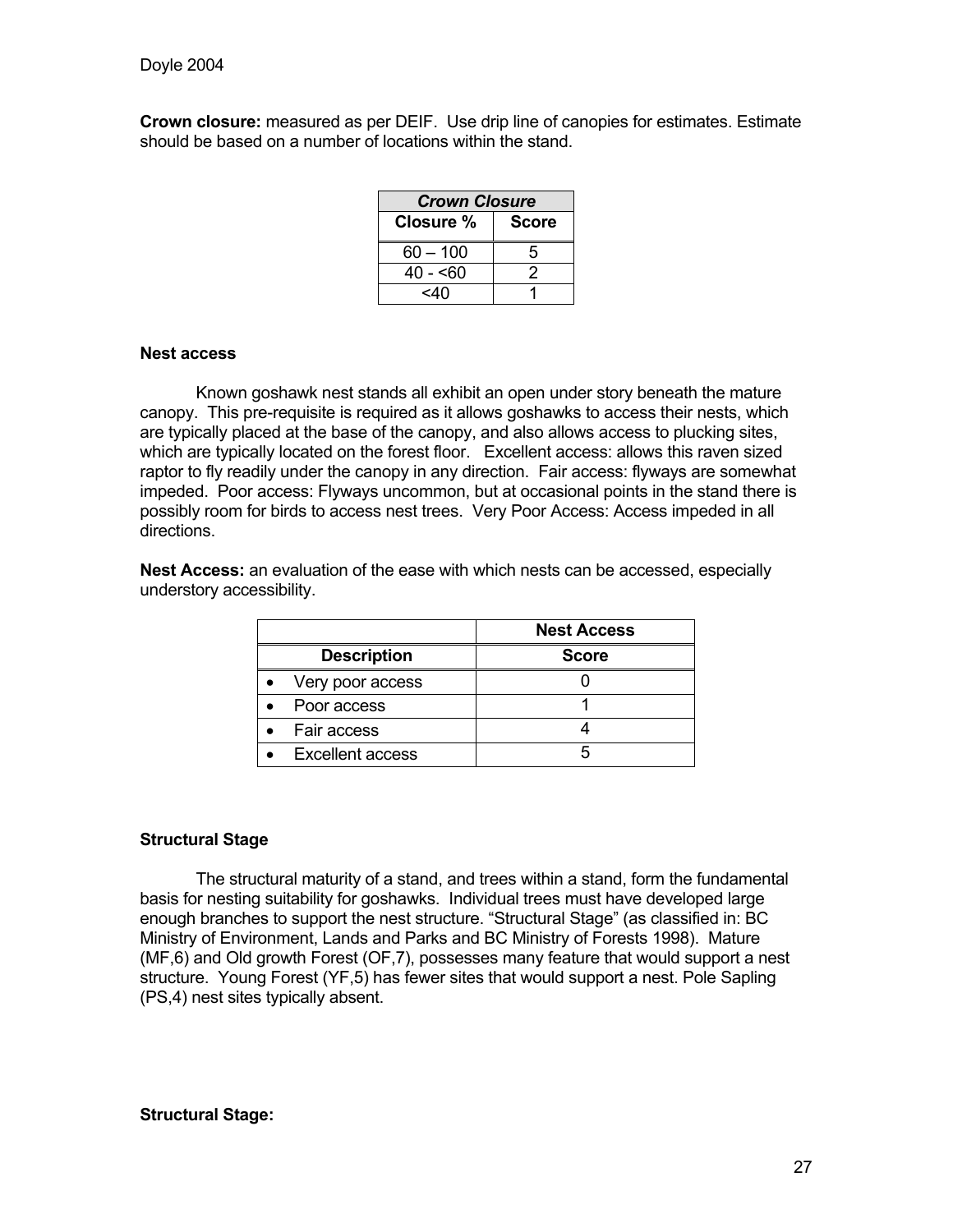**Crown closure:** measured as per DEIF. Use drip line of canopies for estimates. Estimate should be based on a number of locations within the stand.

| *Crown Closure* | |
| --- | --- |
| **Closure %** | **Score** |
| 60 – 100 | 5 |
| 40 - <60 | 2 |
| <40 | 1 |

**Nest access**

Known goshawk nest stands all exhibit an open under story beneath the mature canopy. This pre-requisite is required as it allows goshawks to access their nests, which are typically placed at the base of the canopy, and also allows access to plucking sites, which are typically located on the forest floor. Excellent access: allows this raven sized raptor to fly readily under the canopy in any direction. Fair access: flyways are somewhat impeded. Poor access: Flyways uncommon, but at occasional points in the stand there is possibly room for birds to access nest trees. Very Poor Access: Access impeded in all directions.

**Nest Access:** an evaluation of the ease with which nests can be accessed, especially understory accessibility.

| | **Nest Access** |
| --- | --- |
| **Description** | **Score** |
| • Very poor access | 0 |
| • Poor access | 1 |
| • Fair access | 4 |
| • Excellent access | 5 |

**Structural Stage**

The structural maturity of a stand, and trees within a stand, form the fundamental basis for nesting suitability for goshawks. Individual trees must have developed large enough branches to support the nest structure. "Structural Stage" (as classified in: BC Ministry of Environment, Lands and Parks and BC Ministry of Forests 1998). Mature (MF,6) and Old growth Forest (OF,7), possesses many feature that would support a nest structure. Young Forest (YF,5) has fewer sites that would support a nest. Pole Sapling (PS,4) nest sites typically absent.

**Structural Stage:**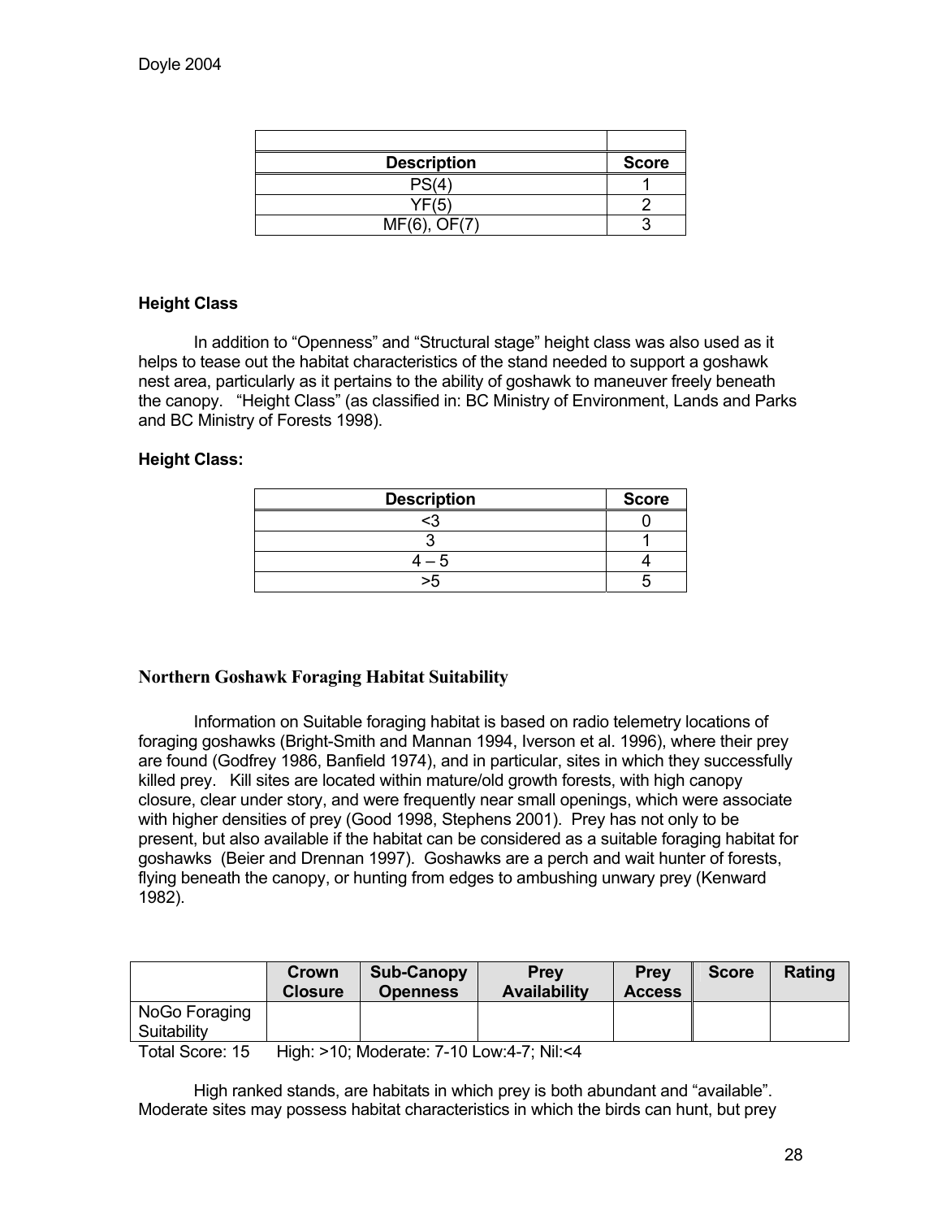| Description | Score |
|---|---|
| PS(4) | 1 |
| YF(5) | 2 |
| MF(6), OF(7) | 3 |

**Height Class**

In addition to “Openness” and “Structural stage” height class was also used as it helps to tease out the habitat characteristics of the stand needed to support a goshawk nest area, particularly as it pertains to the ability of goshawk to maneuver freely beneath the canopy. “Height Class” (as classified in: BC Ministry of Environment, Lands and Parks and BC Ministry of Forests 1998).

**Height Class:**

| Description | Score |
|---|---|
| <3 | 0 |
| 3 | 1 |
| 4 – 5 | 4 |
| >5 | 5 |

## Northern Goshawk Foraging Habitat Suitability

Information on Suitable foraging habitat is based on radio telemetry locations of foraging goshawks (Bright-Smith and Mannan 1994, Iverson et al. 1996), where their prey are found (Godfrey 1986, Banfield 1974), and in particular, sites in which they successfully killed prey. Kill sites are located within mature/old growth forests, with high canopy closure, clear under story, and were frequently near small openings, which were associate with higher densities of prey (Good 1998, Stephens 2001). Prey has not only to be present, but also available if the habitat can be considered as a suitable foraging habitat for goshawks (Beier and Drennan 1997). Goshawks are a perch and wait hunter of forests, flying beneath the canopy, or hunting from edges to ambushing unwary prey (Kenward 1982).

| | Crown Closure | Sub-Canopy Openness | Prey Availability | Prey Access | Score | Rating |
|---|---|---|---|---|---|---|
| NoGo Foraging Suitability | | | | | | |

Total Score: 15 High: >10; Moderate: 7-10 Low:4-7; Nil:<4

High ranked stands, are habitats in which prey is both abundant and “available”. Moderate sites may possess habitat characteristics in which the birds can hunt, but prey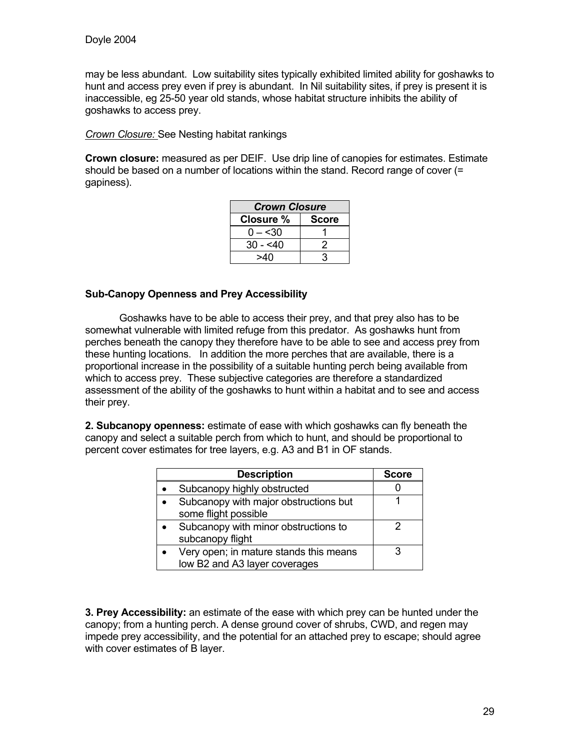may be less abundant. Low suitability sites typically exhibited limited ability for goshawks to hunt and access prey even if prey is abundant. In Nil suitability sites, if prey is present it is inaccessible, eg 25-50 year old stands, whose habitat structure inhibits the ability of goshawks to access prey.

*Crown Closure:* See Nesting habitat rankings

**Crown closure:** measured as per DEIF. Use drip line of canopies for estimates. Estimate should be based on a number of locations within the stand. Record range of cover (= gapiness).

| ***Crown Closure*** | |
|---|---|
| **Closure %** | **Score** |
| 0 – <30 | 1 |
| 30 - <40 | 2 |
| >40 | 3 |

**Sub-Canopy Openness and Prey Accessibility**

Goshawks have to be able to access their prey, and that prey also has to be somewhat vulnerable with limited refuge from this predator. As goshawks hunt from perches beneath the canopy they therefore have to be able to see and access prey from these hunting locations. In addition the more perches that are available, there is a proportional increase in the possibility of a suitable hunting perch being available from which to access prey. These subjective categories are therefore a standardized assessment of the ability of the goshawks to hunt within a habitat and to see and access their prey.

**2. Subcanopy openness:** estimate of ease with which goshawks can fly beneath the canopy and select a suitable perch from which to hunt, and should be proportional to percent cover estimates for tree layers, e.g. A3 and B1 in OF stands.

| Description | Score |
|---|---|
| • Subcanopy highly obstructed | 0 |
| • Subcanopy with major obstructions but some flight possible | 1 |
| • Subcanopy with minor obstructions to subcanopy flight | 2 |
| • Very open; in mature stands this means low B2 and A3 layer coverages | 3 |

**3. Prey Accessibility:** an estimate of the ease with which prey can be hunted under the canopy; from a hunting perch. A dense ground cover of shrubs, CWD, and regen may impede prey accessibility, and the potential for an attached prey to escape; should agree with cover estimates of B layer.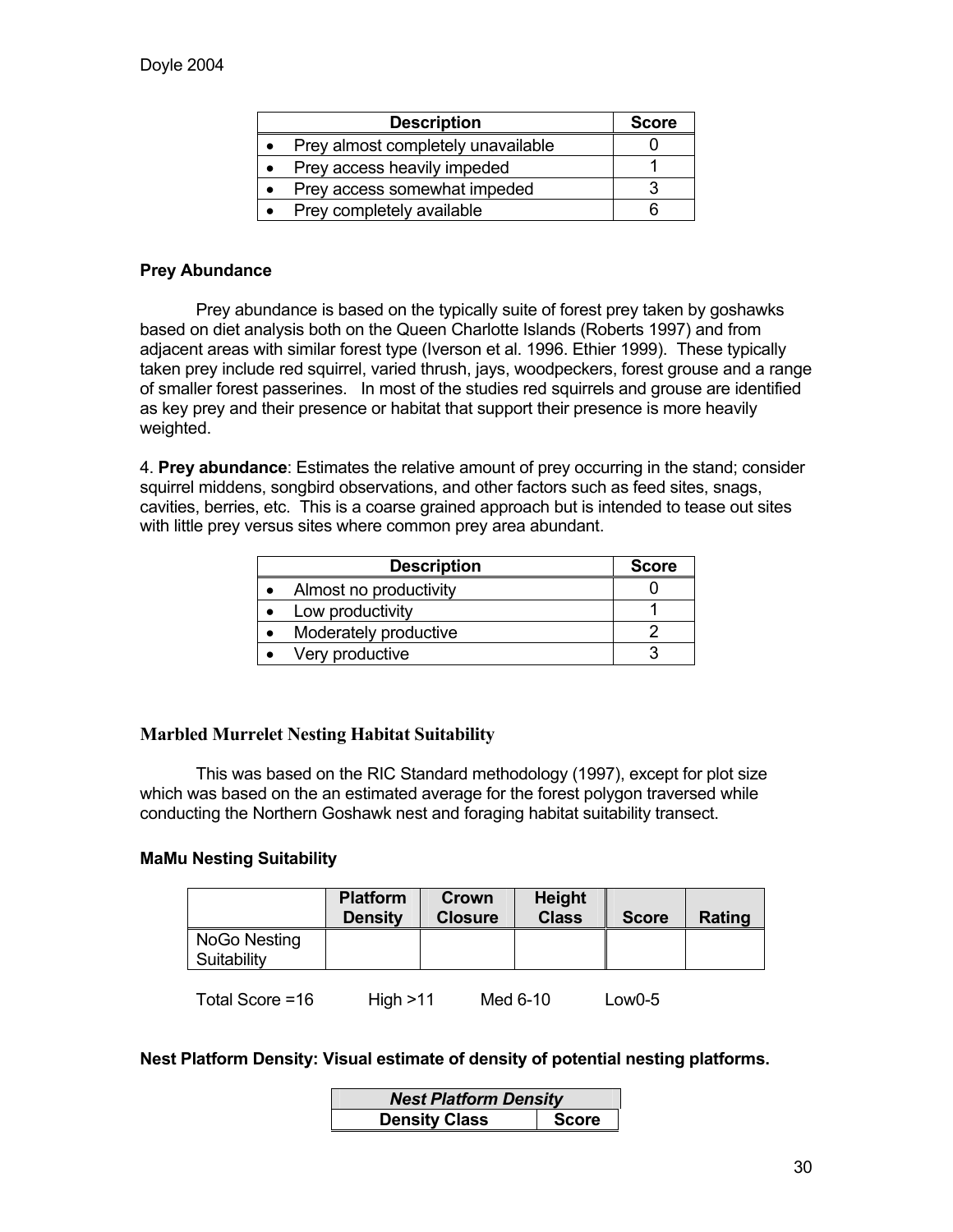| Description | Score |
|---|---|
| • Prey almost completely unavailable | 0 |
| • Prey access heavily impeded | 1 |
| • Prey access somewhat impeded | 3 |
| • Prey completely available | 6 |

### Prey Abundance

Prey abundance is based on the typically suite of forest prey taken by goshawks based on diet analysis both on the Queen Charlotte Islands (Roberts 1997) and from adjacent areas with similar forest type (Iverson et al. 1996. Ethier 1999). These typically taken prey include red squirrel, varied thrush, jays, woodpeckers, forest grouse and a range of smaller forest passerines. In most of the studies red squirrels and grouse are identified as key prey and their presence or habitat that support their presence is more heavily weighted.

4. **Prey abundance**: Estimates the relative amount of prey occurring in the stand; consider squirrel middens, songbird observations, and other factors such as feed sites, snags, cavities, berries, etc. This is a coarse grained approach but is intended to tease out sites with little prey versus sites where common prey area abundant.

| Description | Score |
|---|---|
| • Almost no productivity | 0 |
| • Low productivity | 1 |
| • Moderately productive | 2 |
| • Very productive | 3 |

## Marbled Murrelet Nesting Habitat Suitability

This was based on the RIC Standard methodology (1997), except for plot size which was based on the an estimated average for the forest polygon traversed while conducting the Northern Goshawk nest and foraging habitat suitability transect.

### MaMu Nesting Suitability

| | Platform Density | Crown Closure | Height Class | Score | Rating |
|---|---|---|---|---|---|
| NoGo Nesting Suitability | | | | | |

Total Score =16 High >11 Med 6-10 Low0-5

**Nest Platform Density: Visual estimate of density of potential nesting platforms.**

| ***Nest Platform Density*** | |
|---|---|
| **Density Class** | **Score** |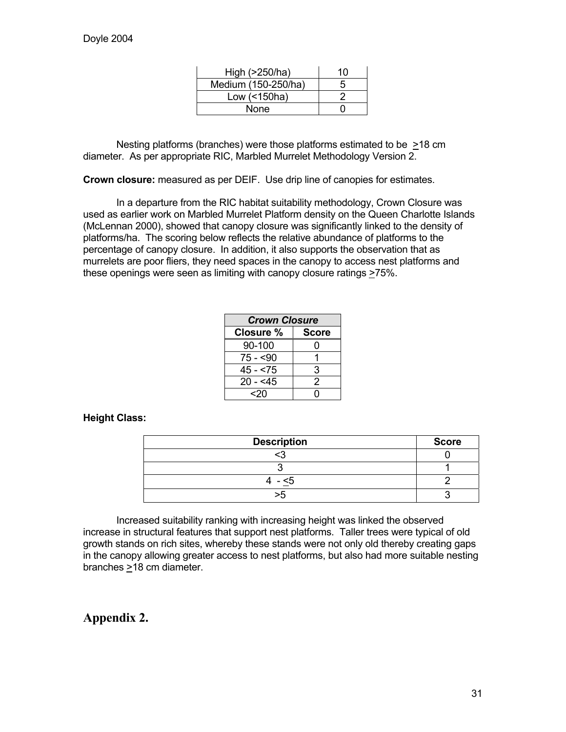| High (>250/ha) | 10 |
|---|---|
| Medium (150-250/ha) | 5 |
| Low (<150ha) | 2 |
| None | 0 |

Nesting platforms (branches) were those platforms estimated to be ≥18 cm diameter. As per appropriate RIC, Marbled Murrelet Methodology Version 2.

**Crown closure:** measured as per DEIF. Use drip line of canopies for estimates.

In a departure from the RIC habitat suitability methodology, Crown Closure was used as earlier work on Marbled Murrelet Platform density on the Queen Charlotte Islands (McLennan 2000), showed that canopy closure was significantly linked to the density of platforms/ha. The scoring below reflects the relative abundance of platforms to the percentage of canopy closure. In addition, it also supports the observation that as murrelets are poor fliers, they need spaces in the canopy to access nest platforms and these openings were seen as limiting with canopy closure ratings ≥75%.

| ***Crown Closure*** | |
|---|---|
| **Closure %** | **Score** |
| 90-100 | 0 |
| 75 - <90 | 1 |
| 45 - <75 | 3 |
| 20 - <45 | 2 |
| <20 | 0 |

**Height Class:**

| Description | Score |
|---|---|
| <3 | 0 |
| 3 | 1 |
| 4 - ≤5 | 2 |
| >5 | 3 |

Increased suitability ranking with increasing height was linked the observed increase in structural features that support nest platforms. Taller trees were typical of old growth stands on rich sites, whereby these stands were not only old thereby creating gaps in the canopy allowing greater access to nest platforms, but also had more suitable nesting branches ≥18 cm diameter.

## Appendix 2.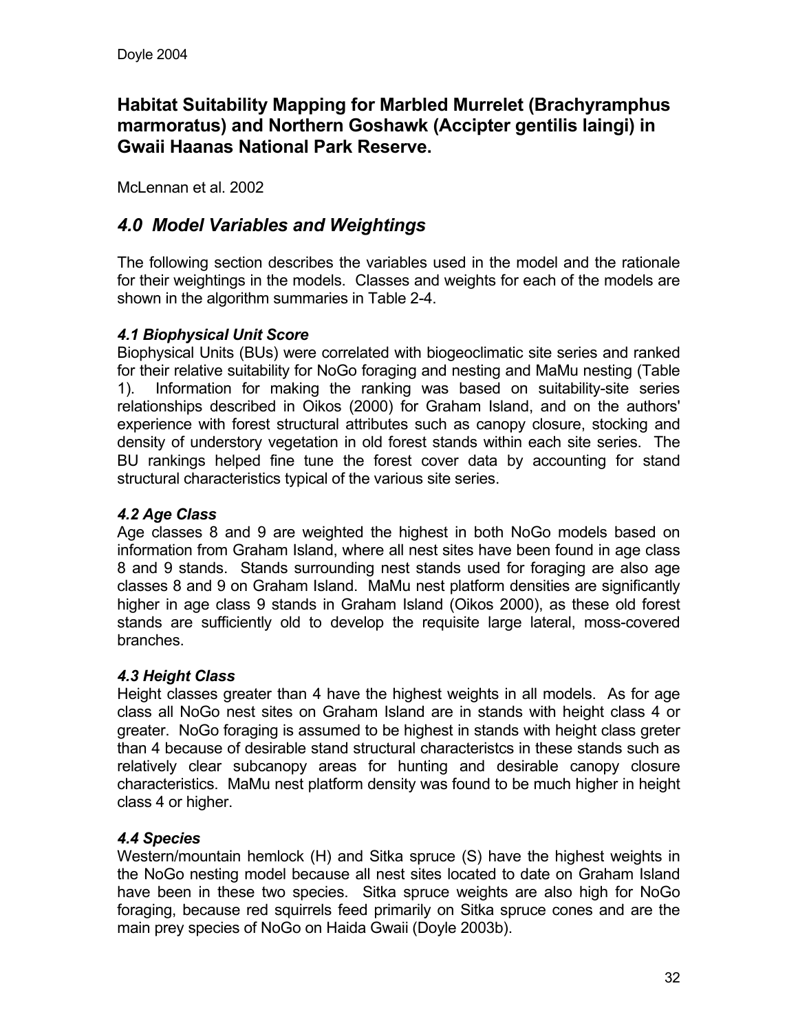## Habitat Suitability Mapping for Marbled Murrelet (Brachyramphus marmoratus) and Northern Goshawk (Accipter gentilis laingi) in Gwaii Haanas National Park Reserve.

McLennan et al. 2002

## *4.0 Model Variables and Weightings*

The following section describes the variables used in the model and the rationale for their weightings in the models. Classes and weights for each of the models are shown in the algorithm summaries in Table 2-4.

### *4.1 Biophysical Unit Score*

Biophysical Units (BUs) were correlated with biogeoclimatic site series and ranked for their relative suitability for NoGo foraging and nesting and MaMu nesting (Table 1). Information for making the ranking was based on suitability-site series relationships described in Oikos (2000) for Graham Island, and on the authors' experience with forest structural attributes such as canopy closure, stocking and density of understory vegetation in old forest stands within each site series. The BU rankings helped fine tune the forest cover data by accounting for stand structural characteristics typical of the various site series.

### *4.2 Age Class*

Age classes 8 and 9 are weighted the highest in both NoGo models based on information from Graham Island, where all nest sites have been found in age class 8 and 9 stands. Stands surrounding nest stands used for foraging are also age classes 8 and 9 on Graham Island. MaMu nest platform densities are significantly higher in age class 9 stands in Graham Island (Oikos 2000), as these old forest stands are sufficiently old to develop the requisite large lateral, moss-covered branches.

### *4.3 Height Class*

Height classes greater than 4 have the highest weights in all models. As for age class all NoGo nest sites on Graham Island are in stands with height class 4 or greater. NoGo foraging is assumed to be highest in stands with height class greter than 4 because of desirable stand structural characteristcs in these stands such as relatively clear subcanopy areas for hunting and desirable canopy closure characteristics. MaMu nest platform density was found to be much higher in height class 4 or higher.

### *4.4 Species*

Western/mountain hemlock (H) and Sitka spruce (S) have the highest weights in the NoGo nesting model because all nest sites located to date on Graham Island have been in these two species. Sitka spruce weights are also high for NoGo foraging, because red squirrels feed primarily on Sitka spruce cones and are the main prey species of NoGo on Haida Gwaii (Doyle 2003b).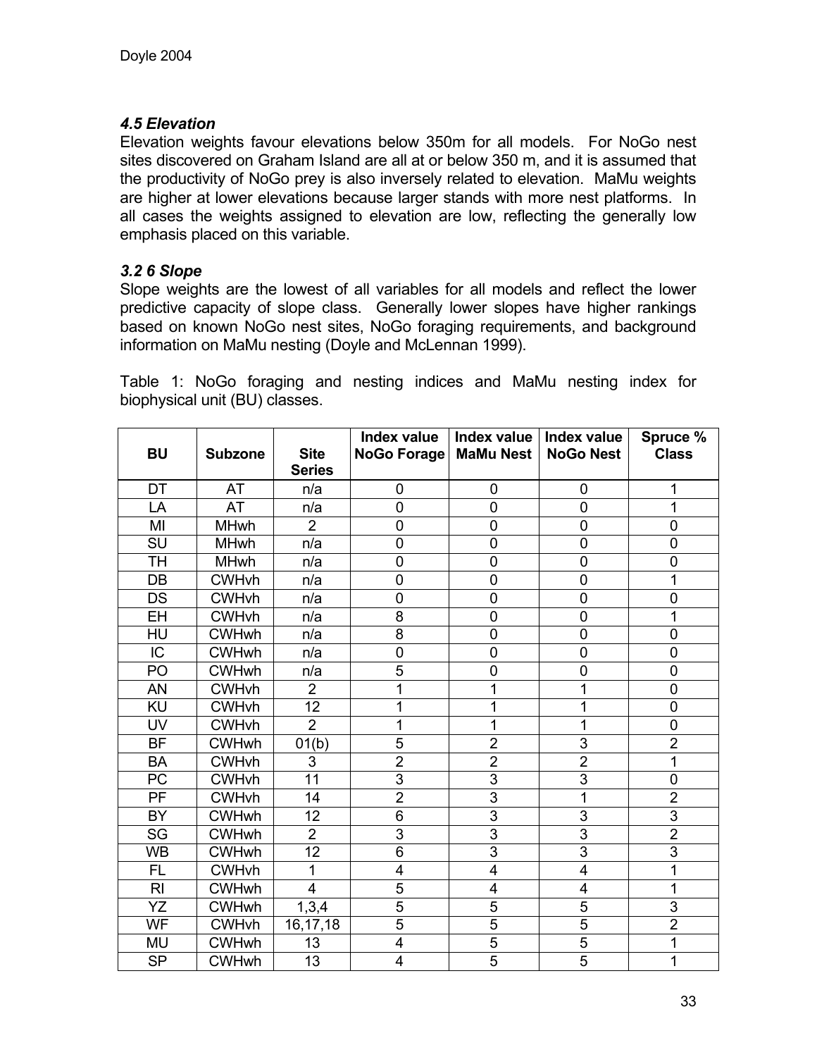### *4.5 Elevation*

Elevation weights favour elevations below 350m for all models. For NoGo nest sites discovered on Graham Island are all at or below 350 m, and it is assumed that the productivity of NoGo prey is also inversely related to elevation. MaMu weights are higher at lower elevations because larger stands with more nest platforms. In all cases the weights assigned to elevation are low, reflecting the generally low emphasis placed on this variable.

### *3.2 6 Slope*

Slope weights are the lowest of all variables for all models and reflect the lower predictive capacity of slope class. Generally lower slopes have higher rankings based on known NoGo nest sites, NoGo foraging requirements, and background information on MaMu nesting (Doyle and McLennan 1999).

Table 1: NoGo foraging and nesting indices and MaMu nesting index for biophysical unit (BU) classes.

| BU | Subzone | Site Series | Index value NoGo Forage | Index value MaMu Nest | Index value NoGo Nest | Spruce % Class |
|---|---|---|---|---|---|---|
| DT | AT | n/a | 0 | 0 | 0 | 1 |
| LA | AT | n/a | 0 | 0 | 0 | 1 |
| MI | MHwh | 2 | 0 | 0 | 0 | 0 |
| SU | MHwh | n/a | 0 | 0 | 0 | 0 |
| TH | MHwh | n/a | 0 | 0 | 0 | 0 |
| DB | CWHvh | n/a | 0 | 0 | 0 | 1 |
| DS | CWHvh | n/a | 0 | 0 | 0 | 0 |
| EH | CWHvh | n/a | 8 | 0 | 0 | 1 |
| HU | CWHwh | n/a | 8 | 0 | 0 | 0 |
| IC | CWHwh | n/a | 0 | 0 | 0 | 0 |
| PO | CWHwh | n/a | 5 | 0 | 0 | 0 |
| AN | CWHvh | 2 | 1 | 1 | 1 | 0 |
| KU | CWHvh | 12 | 1 | 1 | 1 | 0 |
| UV | CWHvh | 2 | 1 | 1 | 1 | 0 |
| BF | CWHwh | 01(b) | 5 | 2 | 3 | 2 |
| BA | CWHvh | 3 | 2 | 2 | 2 | 1 |
| PC | CWHvh | 11 | 3 | 3 | 3 | 0 |
| PF | CWHvh | 14 | 2 | 3 | 1 | 2 |
| BY | CWHwh | 12 | 6 | 3 | 3 | 3 |
| SG | CWHwh | 2 | 3 | 3 | 3 | 2 |
| WB | CWHwh | 12 | 6 | 3 | 3 | 3 |
| FL | CWHvh | 1 | 4 | 4 | 4 | 1 |
| RI | CWHwh | 4 | 5 | 4 | 4 | 1 |
| YZ | CWHwh | 1,3,4 | 5 | 5 | 5 | 3 |
| WF | CWHvh | 16,17,18 | 5 | 5 | 5 | 2 |
| MU | CWHwh | 13 | 4 | 5 | 5 | 1 |
| SP | CWHwh | 13 | 4 | 5 | 5 | 1 |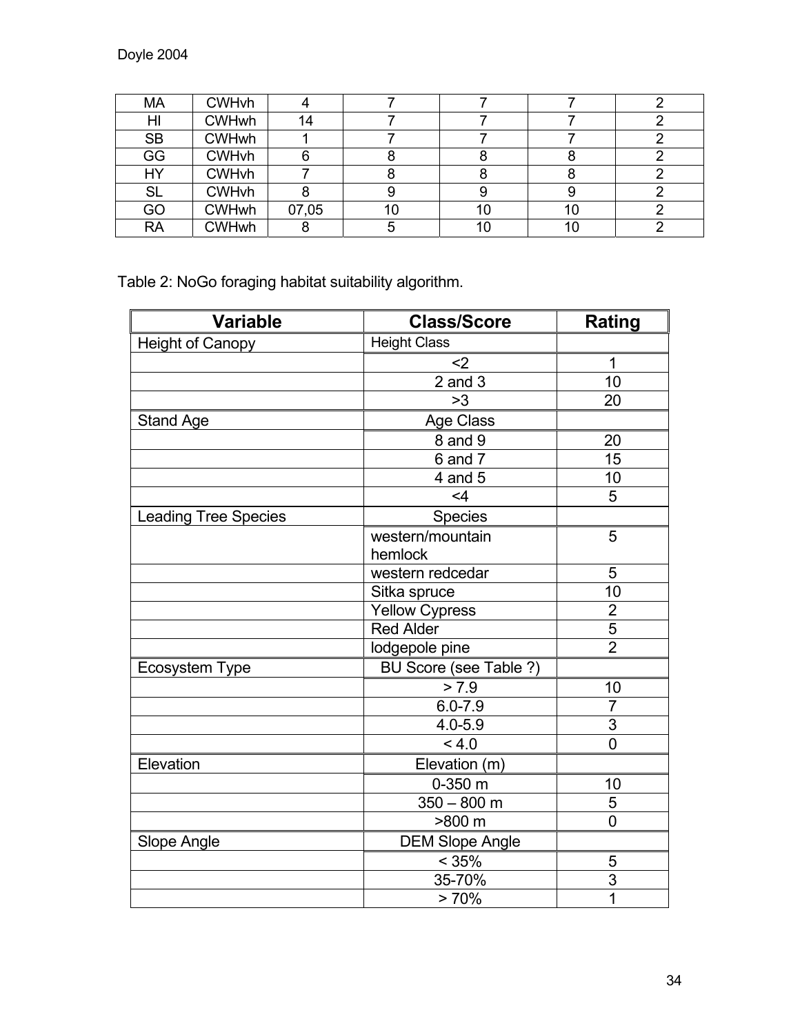| MA | CWHvh | 4 | 7 | 7 | 7 | 2 |
|---|---|---|---|---|---|---|
| HI | CWHwh | 14 | 7 | 7 | 7 | 2 |
| SB | CWHwh | 1 | 7 | 7 | 7 | 2 |
| GG | CWHvh | 6 | 8 | 8 | 8 | 2 |
| HY | CWHvh | 7 | 8 | 8 | 8 | 2 |
| SL | CWHvh | 8 | 9 | 9 | 9 | 2 |
| GO | CWHwh | 07,05 | 10 | 10 | 10 | 2 |
| RA | CWHwh | 8 | 5 | 10 | 10 | 2 |

Table 2: NoGo foraging habitat suitability algorithm.

| Variable | Class/Score | Rating |
|---|---|---|
| Height of Canopy | Height Class | |
| | <2 | 1 |
| | 2 and 3 | 10 |
| | >3 | 20 |
| Stand Age | Age Class | |
| | 8 and 9 | 20 |
| | 6 and 7 | 15 |
| | 4 and 5 | 10 |
| | <4 | 5 |
| Leading Tree Species | Species | |
| | western/mountain hemlock | 5 |
| | western redcedar | 5 |
| | Sitka spruce | 10 |
| | Yellow Cypress | 2 |
| | Red Alder | 5 |
| | lodgepole pine | 2 |
| Ecosystem Type | BU Score (see Table ?) | |
| | > 7.9 | 10 |
| | 6.0-7.9 | 7 |
| | 4.0-5.9 | 3 |
| | < 4.0 | 0 |
| Elevation | Elevation (m) | |
| | 0-350 m | 10 |
| | 350 – 800 m | 5 |
| | >800 m | 0 |
| Slope Angle | DEM Slope Angle | |
| | < 35% | 5 |
| | 35-70% | 3 |
| | > 70% | 1 |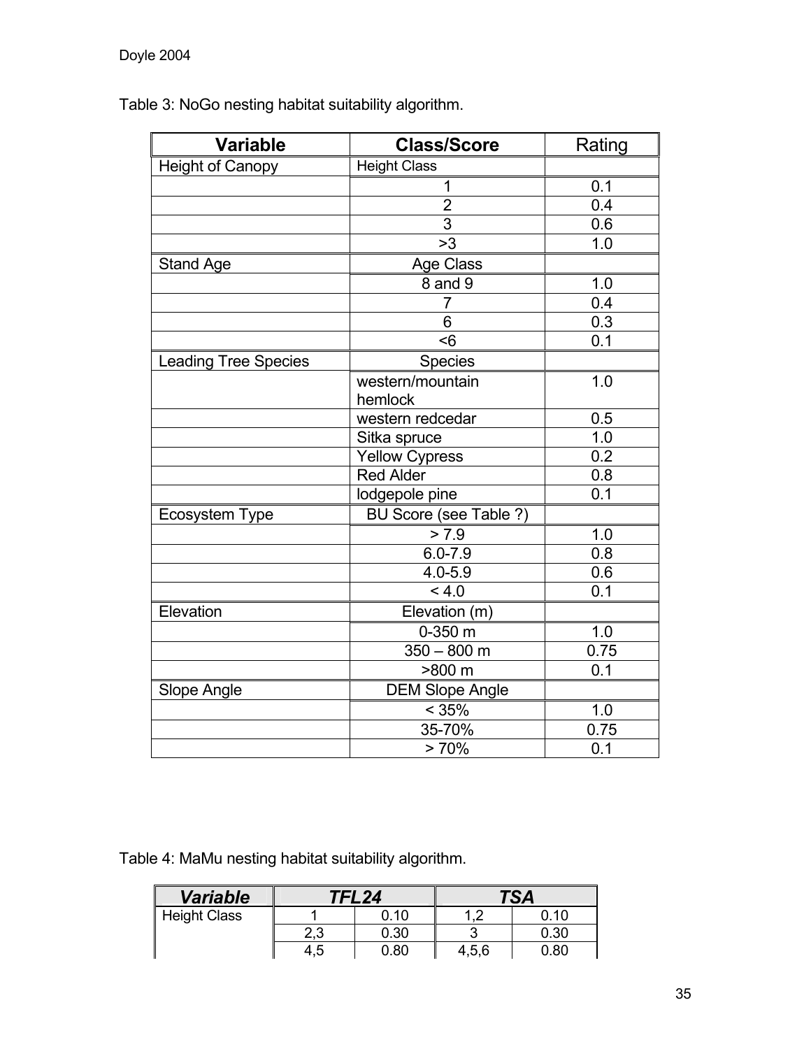Table 3: NoGo nesting habitat suitability algorithm.

| **Variable** | **Class/Score** | Rating |
|---|---|---|
| Height of Canopy | Height Class | |
| | 1 | 0.1 |
| | 2 | 0.4 |
| | 3 | 0.6 |
| | >3 | 1.0 |
| Stand Age | Age Class | |
| | 8 and 9 | 1.0 |
| | 7 | 0.4 |
| | 6 | 0.3 |
| | <6 | 0.1 |
| Leading Tree Species | Species | |
| | western/mountain hemlock | 1.0 |
| | western redcedar | 0.5 |
| | Sitka spruce | 1.0 |
| | Yellow Cypress | 0.2 |
| | Red Alder | 0.8 |
| | lodgepole pine | 0.1 |
| Ecosystem Type | BU Score (see Table ?) | |
| | > 7.9 | 1.0 |
| | 6.0-7.9 | 0.8 |
| | 4.0-5.9 | 0.6 |
| | < 4.0 | 0.1 |
| Elevation | Elevation (m) | |
| | 0-350 m | 1.0 |
| | 350 – 800 m | 0.75 |
| | >800 m | 0.1 |
| Slope Angle | DEM Slope Angle | |
| | < 35% | 1.0 |
| | 35-70% | 0.75 |
| | > 70% | 0.1 |

Table 4: MaMu nesting habitat suitability algorithm.

| ***Variable*** | ***TFL24*** | | ***TSA*** | |
|---|---|---|---|---|
| Height Class | 1 | 0.10 | 1,2 | 0.10 |
| | 2,3 | 0.30 | 3 | 0.30 |
| | 4,5 | 0.80 | 4,5,6 | 0.80 |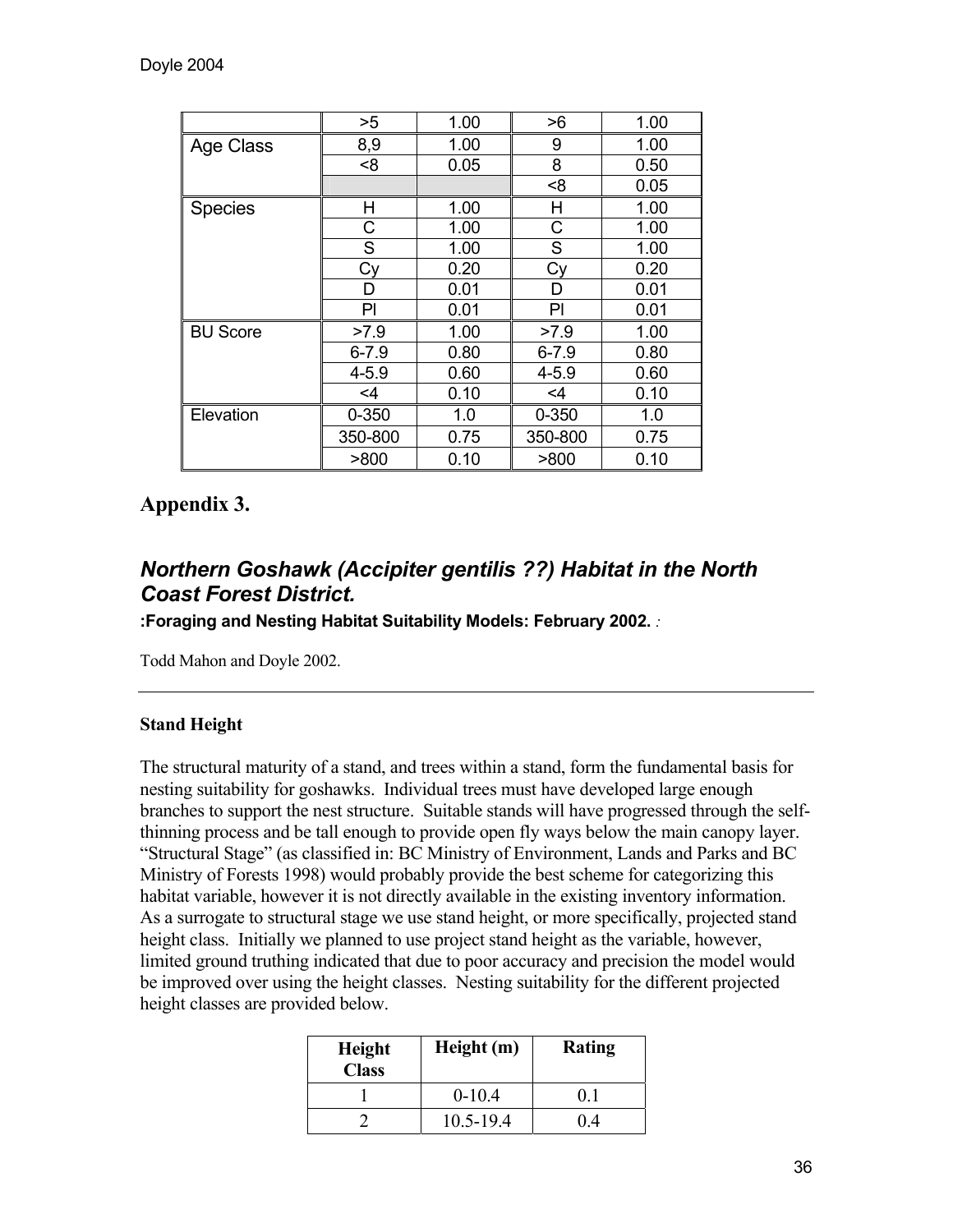| | | | | |
|---|---|---|---|---|
| | >5 | 1.00 | >6 | 1.00 |
| Age Class | 8,9 | 1.00 | 9 | 1.00 |
| | <8 | 0.05 | 8 | 0.50 |
| | | | <8 | 0.05 |
| Species | H | 1.00 | H | 1.00 |
| | C | 1.00 | C | 1.00 |
| | S | 1.00 | S | 1.00 |
| | Cy | 0.20 | Cy | 0.20 |
| | D | 0.01 | D | 0.01 |
| | Pl | 0.01 | Pl | 0.01 |
| BU Score | >7.9 | 1.00 | >7.9 | 1.00 |
| | 6-7.9 | 0.80 | 6-7.9 | 0.80 |
| | 4-5.9 | 0.60 | 4-5.9 | 0.60 |
| | <4 | 0.10 | <4 | 0.10 |
| Elevation | 0-350 | 1.0 | 0-350 | 1.0 |
| | 350-800 | 0.75 | 350-800 | 0.75 |
| | >800 | 0.10 | >800 | 0.10 |

# Appendix 3.

## *Northern Goshawk (Accipiter gentilis ??) Habitat in the North Coast Forest District.*

**:Foraging and Nesting Habitat Suitability Models: February 2002.** *:*

Todd Mahon and Doyle 2002.

---

### Stand Height

The structural maturity of a stand, and trees within a stand, form the fundamental basis for nesting suitability for goshawks. Individual trees must have developed large enough branches to support the nest structure. Suitable stands will have progressed through the self-thinning process and be tall enough to provide open fly ways below the main canopy layer. "Structural Stage" (as classified in: BC Ministry of Environment, Lands and Parks and BC Ministry of Forests 1998) would probably provide the best scheme for categorizing this habitat variable, however it is not directly available in the existing inventory information. As a surrogate to structural stage we use stand height, or more specifically, projected stand height class. Initially we planned to use project stand height as the variable, however, limited ground truthing indicated that due to poor accuracy and precision the model would be improved over using the height classes. Nesting suitability for the different projected height classes are provided below.

| Height Class | Height (m) | Rating |
|---|---|---|
| 1 | 0-10.4 | 0.1 |
| 2 | 10.5-19.4 | 0.4 |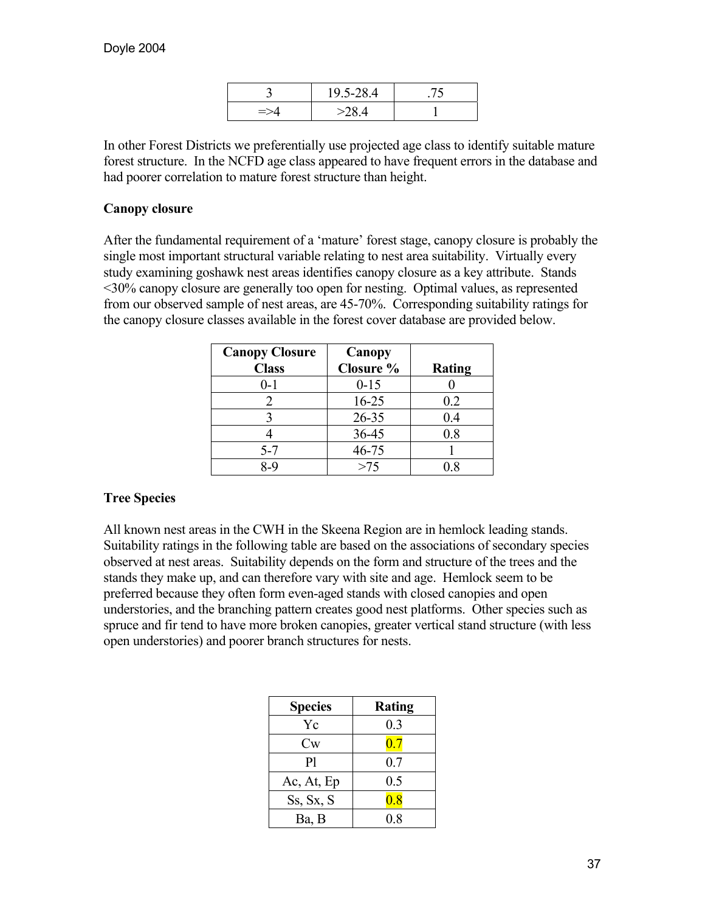| 3 | 19.5-28.4 | .75 |
|---|---|---|
| =>4 | >28.4 | 1 |

In other Forest Districts we preferentially use projected age class to identify suitable mature forest structure. In the NCFD age class appeared to have frequent errors in the database and had poorer correlation to mature forest structure than height.

**Canopy closure**

After the fundamental requirement of a 'mature' forest stage, canopy closure is probably the single most important structural variable relating to nest area suitability. Virtually every study examining goshawk nest areas identifies canopy closure as a key attribute. Stands <30% canopy closure are generally too open for nesting. Optimal values, as represented from our observed sample of nest areas, are 45-70%. Corresponding suitability ratings for the canopy closure classes available in the forest cover database are provided below.

| Canopy Closure Class | Canopy Closure % | Rating |
|---|---|---|
| 0-1 | 0-15 | 0 |
| 2 | 16-25 | 0.2 |
| 3 | 26-35 | 0.4 |
| 4 | 36-45 | 0.8 |
| 5-7 | 46-75 | 1 |
| 8-9 | >75 | 0.8 |

**Tree Species**

All known nest areas in the CWH in the Skeena Region are in hemlock leading stands. Suitability ratings in the following table are based on the associations of secondary species observed at nest areas. Suitability depends on the form and structure of the trees and the stands they make up, and can therefore vary with site and age. Hemlock seem to be preferred because they often form even-aged stands with closed canopies and open understories, and the branching pattern creates good nest platforms. Other species such as spruce and fir tend to have more broken canopies, greater vertical stand structure (with less open understories) and poorer branch structures for nests.

| Species | Rating |
|---|---|
| Yc | 0.3 |
| Cw | 0.7 |
| Pl | 0.7 |
| Ac, At, Ep | 0.5 |
| Ss, Sx, S | 0.8 |
| Ba, B | 0.8 |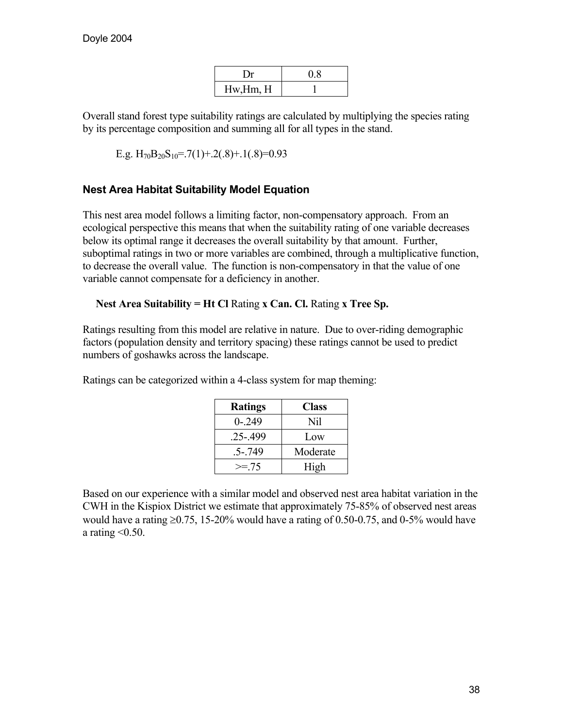| | |
|---|---|
| Dr | 0.8 |
| Hw,Hm, H | 1 |

Overall stand forest type suitability ratings are calculated by multiplying the species rating by its percentage composition and summing all for all types in the stand.

E.g. $H_{70}B_{20}S_{10}$=.7(1)+.2(.8)+.1(.8)=0.93

### Nest Area Habitat Suitability Model Equation

This nest area model follows a limiting factor, non-compensatory approach. From an ecological perspective this means that when the suitability rating of one variable decreases below its optimal range it decreases the overall suitability by that amount. Further, suboptimal ratings in two or more variables are combined, through a multiplicative function, to decrease the overall value. The function is non-compensatory in that the value of one variable cannot compensate for a deficiency in another.

**Nest Area Suitability = Ht Cl** Rating **x Can. Cl.** Rating **x Tree Sp.**

Ratings resulting from this model are relative in nature. Due to over-riding demographic factors (population density and territory spacing) these ratings cannot be used to predict numbers of goshawks across the landscape.

Ratings can be categorized within a 4-class system for map theming:

| Ratings | Class |
|---|---|
| 0-.249 | Nil |
| .25-.499 | Low |
| .5-.749 | Moderate |
| >=.75 | High |

Based on our experience with a similar model and observed nest area habitat variation in the CWH in the Kispiox District we estimate that approximately 75-85% of observed nest areas would have a rating $\geq$0.75, 15-20% would have a rating of 0.50-0.75, and 0-5% would have a rating <0.50.